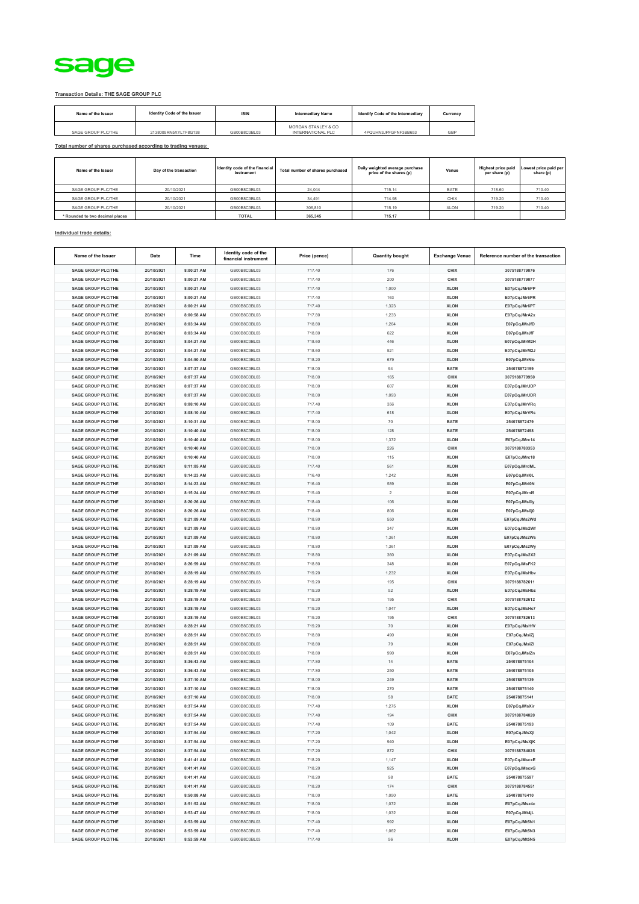sage

**Transaction Details: THE SAGE GROUP PLC**

| Name of the Issuer | Identity Code of the Issuer | ISIN | Intermediary Name | Identify Code of the Intermediary | Currency |
|---|---|---|---|---|---|
| SAGE GROUP PLC/THE | 2138005RN5XYLTF8G138 | GB00B8C3BL03 | MORGAN STANLEY & CO INTERNATIONAL PLC | 4PQUHN3JPFGFNF3BB653 | GBP |

**Total number of shares purchased according to trading venues:**

| Name of the Issuer | Day of the transaction | Identity code of the financial instrument | Total number of shares purchased | Daily weighted average purchase price of the shares (p) | Venue | Highest price paid per share (p) | Lowest price paid per share (p) |
|---|---|---|---|---|---|---|---|
| SAGE GROUP PLC/THE | 20/10/2021 | GB00B8C3BL03 | 24,044 | 715.14 | BATE | 718.60 | 710.40 |
| SAGE GROUP PLC/THE | 20/10/2021 | GB00B8C3BL03 | 34,491 | 714.98 | CHIX | 719.20 | 710.40 |
| SAGE GROUP PLC/THE | 20/10/2021 | GB00B8C3BL03 | 306,810 | 715.19 | XLON | 719.20 | 710.40 |
| * Rounded to two decimal places | | TOTAL | 365,345 | 715.17 | | | |

**Individual trade details:**

| Name of the Issuer | Date | Time | Identity code of the financial instrument | Price (pence) | Quantity bought | Exchange Venue | Reference number of the transaction |
|---|---|---|---|---|---|---|---|
| SAGE GROUP PLC/THE | 20/10/2021 | 8:00:21 AM | GB00B8C3BL03 | 717.40 | 176 | CHIX | 3075188779076 |
| SAGE GROUP PLC/THE | 20/10/2021 | 8:00:21 AM | GB00B8C3BL03 | 717.40 | 200 | CHIX | 3075188779077 |
| SAGE GROUP PLC/THE | 20/10/2021 | 8:00:21 AM | GB00B8C3BL03 | 717.40 | 1,000 | XLON | E07pCqJMr6PP |
| SAGE GROUP PLC/THE | 20/10/2021 | 8:00:21 AM | GB00B8C3BL03 | 717.40 | 163 | XLON | E07pCqJMr6PR |
| SAGE GROUP PLC/THE | 20/10/2021 | 8:00:21 AM | GB00B8C3BL03 | 717.40 | 1,323 | XLON | E07pCqJMr6PT |
| SAGE GROUP PLC/THE | 20/10/2021 | 8:00:58 AM | GB00B8C3BL03 | 717.80 | 1,233 | XLON | E07pCqJMrA2x |
| SAGE GROUP PLC/THE | 20/10/2021 | 8:03:34 AM | GB00B8C3BL03 | 718.80 | 1,264 | XLON | E07pCqJMrJfD |
| SAGE GROUP PLC/THE | 20/10/2021 | 8:03:34 AM | GB00B8C3BL03 | 718.80 | 622 | XLON | E07pCqJMrJfF |
| SAGE GROUP PLC/THE | 20/10/2021 | 8:04:21 AM | GB00B8C3BL03 | 718.60 | 446 | XLON | E07pCqJMrM2H |
| SAGE GROUP PLC/THE | 20/10/2021 | 8:04:21 AM | GB00B8C3BL03 | 718.60 | 521 | XLON | E07pCqJMrM2J |
| SAGE GROUP PLC/THE | 20/10/2021 | 8:04:50 AM | GB00B8C3BL03 | 718.20 | 679 | XLON | E07pCqJMrNle |
| SAGE GROUP PLC/THE | 20/10/2021 | 8:07:37 AM | GB00B8C3BL03 | 718.00 | 94 | BATE | 254078872199 |
| SAGE GROUP PLC/THE | 20/10/2021 | 8:07:37 AM | GB00B8C3BL03 | 718.00 | 165 | CHIX | 3075188779950 |
| SAGE GROUP PLC/THE | 20/10/2021 | 8:07:37 AM | GB00B8C3BL03 | 718.00 | 607 | XLON | E07pCqJMrUDP |
| SAGE GROUP PLC/THE | 20/10/2021 | 8:07:37 AM | GB00B8C3BL03 | 718.00 | 1,093 | XLON | E07pCqJMrUDR |
| SAGE GROUP PLC/THE | 20/10/2021 | 8:08:10 AM | GB00B8C3BL03 | 717.40 | 356 | XLON | E07pCqJMrVRq |
| SAGE GROUP PLC/THE | 20/10/2021 | 8:08:10 AM | GB00B8C3BL03 | 717.40 | 618 | XLON | E07pCqJMrVRs |
| SAGE GROUP PLC/THE | 20/10/2021 | 8:10:31 AM | GB00B8C3BL03 | 718.00 | 70 | BATE | 254078872479 |
| SAGE GROUP PLC/THE | 20/10/2021 | 8:10:40 AM | GB00B8C3BL03 | 718.00 | 128 | BATE | 254078872498 |
| SAGE GROUP PLC/THE | 20/10/2021 | 8:10:40 AM | GB00B8C3BL03 | 718.00 | 1,372 | XLON | E07pCqJMrc14 |
| SAGE GROUP PLC/THE | 20/10/2021 | 8:10:40 AM | GB00B8C3BL03 | 718.00 | 226 | CHIX | 3075188780353 |
| SAGE GROUP PLC/THE | 20/10/2021 | 8:10:40 AM | GB00B8C3BL03 | 718.00 | 115 | XLON | E07pCqJMrc18 |
| SAGE GROUP PLC/THE | 20/10/2021 | 8:11:05 AM | GB00B8C3BL03 | 717.40 | 561 | XLON | E07pCqJMrdML |
| SAGE GROUP PLC/THE | 20/10/2021 | 8:14:23 AM | GB00B8C3BL03 | 716.40 | 1,242 | XLON | E07pCqJMrl0L |
| SAGE GROUP PLC/THE | 20/10/2021 | 8:14:23 AM | GB00B8C3BL03 | 716.40 | 589 | XLON | E07pCqJMrl0N |
| SAGE GROUP PLC/THE | 20/10/2021 | 8:15:24 AM | GB00B8C3BL03 | 715.40 | 2 | XLON | E07pCqJMrni9 |
| SAGE GROUP PLC/THE | 20/10/2021 | 8:20:26 AM | GB00B8C3BL03 | 718.40 | 106 | XLON | E07pCqJMs0iy |
| SAGE GROUP PLC/THE | 20/10/2021 | 8:20:26 AM | GB00B8C3BL03 | 718.40 | 806 | XLON | E07pCqJMs0j0 |
| SAGE GROUP PLC/THE | 20/10/2021 | 8:21:09 AM | GB00B8C3BL03 | 718.80 | 550 | XLON | E07pCqJMs2Wd |
| SAGE GROUP PLC/THE | 20/10/2021 | 8:21:09 AM | GB00B8C3BL03 | 718.80 | 347 | XLON | E07pCqJMs2Wf |
| SAGE GROUP PLC/THE | 20/10/2021 | 8:21:09 AM | GB00B8C3BL03 | 718.80 | 1,361 | XLON | E07pCqJMs2Ws |
| SAGE GROUP PLC/THE | 20/10/2021 | 8:21:09 AM | GB00B8C3BL03 | 718.80 | 1,361 | XLON | E07pCqJMs2Wy |
| SAGE GROUP PLC/THE | 20/10/2021 | 8:21:09 AM | GB00B8C3BL03 | 718.80 | 360 | XLON | E07pCqJMs2X2 |
| SAGE GROUP PLC/THE | 20/10/2021 | 8:26:59 AM | GB00B8C3BL03 | 718.80 | 348 | XLON | E07pCqJMsFK2 |
| SAGE GROUP PLC/THE | 20/10/2021 | 8:28:19 AM | GB00B8C3BL03 | 719.20 | 1,232 | XLON | E07pCqJMsHbv |
| SAGE GROUP PLC/THE | 20/10/2021 | 8:28:19 AM | GB00B8C3BL03 | 719.20 | 195 | CHIX | 3075188782611 |
| SAGE GROUP PLC/THE | 20/10/2021 | 8:28:19 AM | GB00B8C3BL03 | 719.20 | 52 | XLON | E07pCqJMsHbz |
| SAGE GROUP PLC/THE | 20/10/2021 | 8:28:19 AM | GB00B8C3BL03 | 719.20 | 195 | CHIX | 3075188782612 |
| SAGE GROUP PLC/THE | 20/10/2021 | 8:28:19 AM | GB00B8C3BL03 | 719.20 | 1,047 | XLON | E07pCqJMsHc7 |
| SAGE GROUP PLC/THE | 20/10/2021 | 8:28:19 AM | GB00B8C3BL03 | 719.20 | 195 | CHIX | 3075188782613 |
| SAGE GROUP PLC/THE | 20/10/2021 | 8:28:21 AM | GB00B8C3BL03 | 719.20 | 70 | XLON | E07pCqJMsHfV |
| SAGE GROUP PLC/THE | 20/10/2021 | 8:28:51 AM | GB00B8C3BL03 | 718.80 | 490 | XLON | E07pCqJMsIZj |
| SAGE GROUP PLC/THE | 20/10/2021 | 8:28:51 AM | GB00B8C3BL03 | 718.80 | 79 | XLON | E07pCqJMsIZl |
| SAGE GROUP PLC/THE | 20/10/2021 | 8:28:51 AM | GB00B8C3BL03 | 718.80 | 990 | XLON | E07pCqJMsIZn |
| SAGE GROUP PLC/THE | 20/10/2021 | 8:36:43 AM | GB00B8C3BL03 | 717.80 | 14 | BATE | 254078875104 |
| SAGE GROUP PLC/THE | 20/10/2021 | 8:36:43 AM | GB00B8C3BL03 | 717.80 | 250 | BATE | 254078875105 |
| SAGE GROUP PLC/THE | 20/10/2021 | 8:37:10 AM | GB00B8C3BL03 | 718.00 | 249 | BATE | 254078875139 |
| SAGE GROUP PLC/THE | 20/10/2021 | 8:37:10 AM | GB00B8C3BL03 | 718.00 | 270 | BATE | 254078875140 |
| SAGE GROUP PLC/THE | 20/10/2021 | 8:37:10 AM | GB00B8C3BL03 | 718.00 | 58 | BATE | 254078875141 |
| SAGE GROUP PLC/THE | 20/10/2021 | 8:37:54 AM | GB00B8C3BL03 | 717.40 | 1,275 | XLON | E07pCqJMsXir |
| SAGE GROUP PLC/THE | 20/10/2021 | 8:37:54 AM | GB00B8C3BL03 | 717.40 | 194 | CHIX | 3075188784020 |
| SAGE GROUP PLC/THE | 20/10/2021 | 8:37:54 AM | GB00B8C3BL03 | 717.40 | 109 | BATE | 254078875193 |
| SAGE GROUP PLC/THE | 20/10/2021 | 8:37:54 AM | GB00B8C3BL03 | 717.20 | 1,042 | XLON | E07pCqJMsXjI |
| SAGE GROUP PLC/THE | 20/10/2021 | 8:37:54 AM | GB00B8C3BL03 | 717.20 | 940 | XLON | E07pCqJMsXjK |
| SAGE GROUP PLC/THE | 20/10/2021 | 8:37:54 AM | GB00B8C3BL03 | 717.20 | 872 | CHIX | 3075188784025 |
| SAGE GROUP PLC/THE | 20/10/2021 | 8:41:41 AM | GB00B8C3BL03 | 718.20 | 1,147 | XLON | E07pCqJMscxE |
| SAGE GROUP PLC/THE | 20/10/2021 | 8:41:41 AM | GB00B8C3BL03 | 718.20 | 925 | XLON | E07pCqJMscxG |
| SAGE GROUP PLC/THE | 20/10/2021 | 8:41:41 AM | GB00B8C3BL03 | 718.20 | 98 | BATE | 254078875597 |
| SAGE GROUP PLC/THE | 20/10/2021 | 8:41:41 AM | GB00B8C3BL03 | 718.20 | 174 | CHIX | 3075188784551 |
| SAGE GROUP PLC/THE | 20/10/2021 | 8:50:08 AM | GB00B8C3BL03 | 718.00 | 1,050 | BATE | 254078876410 |
| SAGE GROUP PLC/THE | 20/10/2021 | 8:51:52 AM | GB00B8C3BL03 | 718.00 | 1,072 | XLON | E07pCqJMsz4c |
| SAGE GROUP PLC/THE | 20/10/2021 | 8:53:47 AM | GB00B8C3BL03 | 718.00 | 1,032 | XLON | E07pCqJMt4jL |
| SAGE GROUP PLC/THE | 20/10/2021 | 8:53:59 AM | GB00B8C3BL03 | 717.40 | 992 | XLON | E07pCqJMt5N1 |
| SAGE GROUP PLC/THE | 20/10/2021 | 8:53:59 AM | GB00B8C3BL03 | 717.40 | 1,062 | XLON | E07pCqJMt5N3 |
| SAGE GROUP PLC/THE | 20/10/2021 | 8:53:59 AM | GB00B8C3BL03 | 717.40 | 56 | XLON | E07pCqJMt5N5 |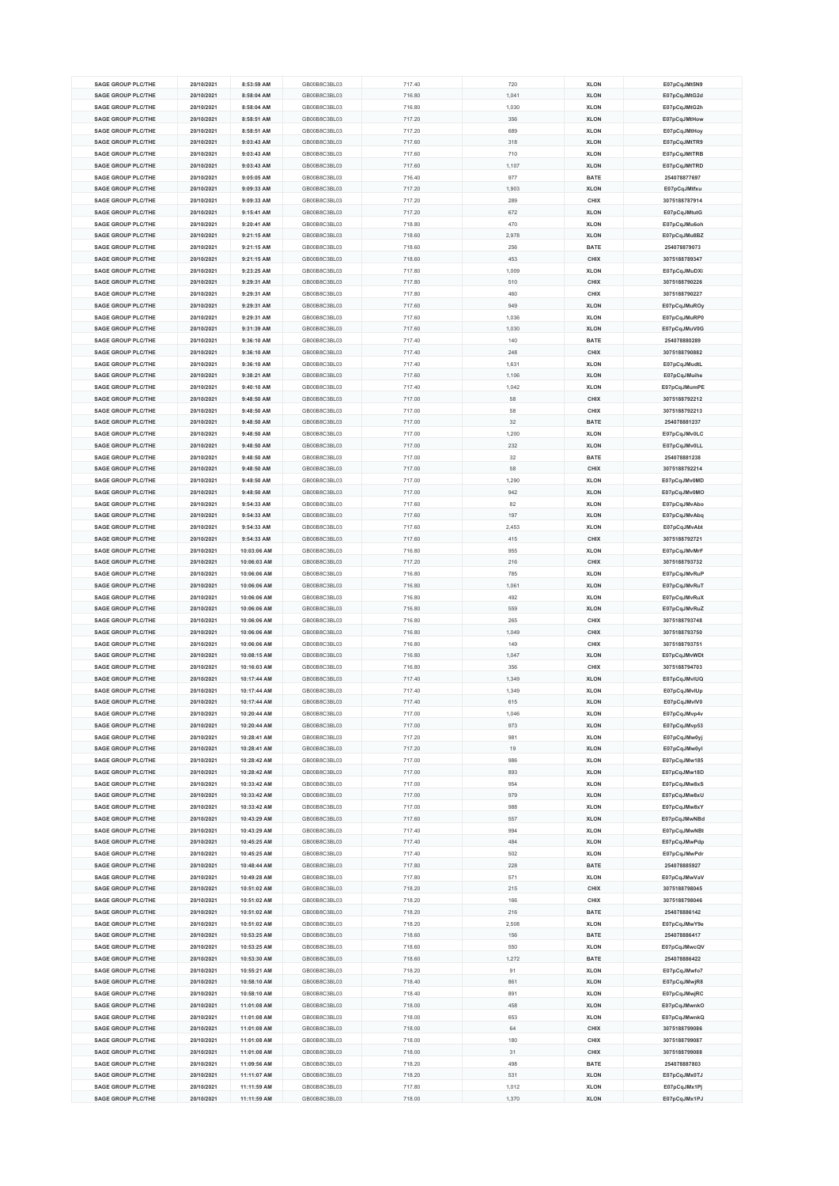| SAGE GROUP PLC/THE | 20/10/2021 | 8:53:59 AM | GB00B8C3BL03 | 717.40 | 720 | XLON | E07pCqJMt5N9 |
|---|---|---|---|---|---|---|---|
| SAGE GROUP PLC/THE | 20/10/2021 | 8:58:04 AM | GB00B8C3BL03 | 716.80 | 1,041 | XLON | E07pCqJMtG2d |
| SAGE GROUP PLC/THE | 20/10/2021 | 8:58:04 AM | GB00B8C3BL03 | 716.80 | 1,030 | XLON | E07pCqJMtG2h |
| SAGE GROUP PLC/THE | 20/10/2021 | 8:58:51 AM | GB00B8C3BL03 | 717.20 | 356 | XLON | E07pCqJMtHow |
| SAGE GROUP PLC/THE | 20/10/2021 | 8:58:51 AM | GB00B8C3BL03 | 717.20 | 689 | XLON | E07pCqJMtHoy |
| SAGE GROUP PLC/THE | 20/10/2021 | 9:03:43 AM | GB00B8C3BL03 | 717.60 | 318 | XLON | E07pCqJMtTR9 |
| SAGE GROUP PLC/THE | 20/10/2021 | 9:03:43 AM | GB00B8C3BL03 | 717.60 | 710 | XLON | E07pCqJMtTRB |
| SAGE GROUP PLC/THE | 20/10/2021 | 9:03:43 AM | GB00B8C3BL03 | 717.60 | 1,107 | XLON | E07pCqJMtTRD |
| SAGE GROUP PLC/THE | 20/10/2021 | 9:05:05 AM | GB00B8C3BL03 | 716.40 | 977 | BATE | 254078877697 |
| SAGE GROUP PLC/THE | 20/10/2021 | 9:09:33 AM | GB00B8C3BL03 | 717.20 | 1,903 | XLON | E07pCqJMtfxu |
| SAGE GROUP PLC/THE | 20/10/2021 | 9:09:33 AM | GB00B8C3BL03 | 717.20 | 289 | CHIX | 3075188787914 |
| SAGE GROUP PLC/THE | 20/10/2021 | 9:15:41 AM | GB00B8C3BL03 | 717.20 | 672 | XLON | E07pCqJMtutG |
| SAGE GROUP PLC/THE | 20/10/2021 | 9:20:41 AM | GB00B8C3BL03 | 718.80 | 470 | XLON | E07pCqJMu6oh |
| SAGE GROUP PLC/THE | 20/10/2021 | 9:21:15 AM | GB00B8C3BL03 | 718.60 | 2,978 | XLON | E07pCqJMu8BZ |
| SAGE GROUP PLC/THE | 20/10/2021 | 9:21:15 AM | GB00B8C3BL03 | 718.60 | 256 | BATE | 254078879073 |
| SAGE GROUP PLC/THE | 20/10/2021 | 9:21:15 AM | GB00B8C3BL03 | 718.60 | 453 | CHIX | 3075188789347 |
| SAGE GROUP PLC/THE | 20/10/2021 | 9:23:25 AM | GB00B8C3BL03 | 717.80 | 1,009 | XLON | E07pCqJMuDXi |
| SAGE GROUP PLC/THE | 20/10/2021 | 9:29:31 AM | GB00B8C3BL03 | 717.80 | 510 | CHIX | 3075188790226 |
| SAGE GROUP PLC/THE | 20/10/2021 | 9:29:31 AM | GB00B8C3BL03 | 717.80 | 460 | CHIX | 3075188790227 |
| SAGE GROUP PLC/THE | 20/10/2021 | 9:29:31 AM | GB00B8C3BL03 | 717.60 | 949 | XLON | E07pCqJMuROy |
| SAGE GROUP PLC/THE | 20/10/2021 | 9:29:31 AM | GB00B8C3BL03 | 717.60 | 1,036 | XLON | E07pCqJMuRP0 |
| SAGE GROUP PLC/THE | 20/10/2021 | 9:31:39 AM | GB00B8C3BL03 | 717.60 | 1,030 | XLON | E07pCqJMuV0G |
| SAGE GROUP PLC/THE | 20/10/2021 | 9:36:10 AM | GB00B8C3BL03 | 717.40 | 140 | BATE | 254078880289 |
| SAGE GROUP PLC/THE | 20/10/2021 | 9:36:10 AM | GB00B8C3BL03 | 717.40 | 248 | CHIX | 3075188790882 |
| SAGE GROUP PLC/THE | 20/10/2021 | 9:36:10 AM | GB00B8C3BL03 | 717.40 | 1,631 | XLON | E07pCqJMudtL |
| SAGE GROUP PLC/THE | 20/10/2021 | 9:38:21 AM | GB00B8C3BL03 | 717.60 | 1,106 | XLON | E07pCqJMuihe |
| SAGE GROUP PLC/THE | 20/10/2021 | 9:40:10 AM | GB00B8C3BL03 | 717.40 | 1,042 | XLON | E07pCqJMumPE |
| SAGE GROUP PLC/THE | 20/10/2021 | 9:48:50 AM | GB00B8C3BL03 | 717.00 | 58 | CHIX | 3075188792212 |
| SAGE GROUP PLC/THE | 20/10/2021 | 9:48:50 AM | GB00B8C3BL03 | 717.00 | 58 | CHIX | 3075188792213 |
| SAGE GROUP PLC/THE | 20/10/2021 | 9:48:50 AM | GB00B8C3BL03 | 717.00 | 32 | BATE | 254078881237 |
| SAGE GROUP PLC/THE | 20/10/2021 | 9:48:50 AM | GB00B8C3BL03 | 717.00 | 1,200 | XLON | E07pCqJMv0LC |
| SAGE GROUP PLC/THE | 20/10/2021 | 9:48:50 AM | GB00B8C3BL03 | 717.00 | 232 | XLON | E07pCqJMv0LL |
| SAGE GROUP PLC/THE | 20/10/2021 | 9:48:50 AM | GB00B8C3BL03 | 717.00 | 32 | BATE | 254078881238 |
| SAGE GROUP PLC/THE | 20/10/2021 | 9:48:50 AM | GB00B8C3BL03 | 717.00 | 58 | CHIX | 3075188792214 |
| SAGE GROUP PLC/THE | 20/10/2021 | 9:48:50 AM | GB00B8C3BL03 | 717.00 | 1,290 | XLON | E07pCqJMv0MD |
| SAGE GROUP PLC/THE | 20/10/2021 | 9:48:50 AM | GB00B8C3BL03 | 717.00 | 942 | XLON | E07pCqJMv0MO |
| SAGE GROUP PLC/THE | 20/10/2021 | 9:54:33 AM | GB00B8C3BL03 | 717.60 | 82 | XLON | E07pCqJMvAbo |
| SAGE GROUP PLC/THE | 20/10/2021 | 9:54:33 AM | GB00B8C3BL03 | 717.60 | 197 | XLON | E07pCqJMvAbq |
| SAGE GROUP PLC/THE | 20/10/2021 | 9:54:33 AM | GB00B8C3BL03 | 717.60 | 2,453 | XLON | E07pCqJMvAbt |
| SAGE GROUP PLC/THE | 20/10/2021 | 9:54:33 AM | GB00B8C3BL03 | 717.60 | 415 | CHIX | 3075188792721 |
| SAGE GROUP PLC/THE | 20/10/2021 | 10:03:06 AM | GB00B8C3BL03 | 716.80 | 955 | XLON | E07pCqJMvMrF |
| SAGE GROUP PLC/THE | 20/10/2021 | 10:06:03 AM | GB00B8C3BL03 | 717.20 | 216 | CHIX | 3075188793732 |
| SAGE GROUP PLC/THE | 20/10/2021 | 10:06:06 AM | GB00B8C3BL03 | 716.80 | 785 | XLON | E07pCqJMvRuP |
| SAGE GROUP PLC/THE | 20/10/2021 | 10:06:06 AM | GB00B8C3BL03 | 716.80 | 1,061 | XLON | E07pCqJMvRuT |
| SAGE GROUP PLC/THE | 20/10/2021 | 10:06:06 AM | GB00B8C3BL03 | 716.80 | 492 | XLON | E07pCqJMvRuX |
| SAGE GROUP PLC/THE | 20/10/2021 | 10:06:06 AM | GB00B8C3BL03 | 716.80 | 559 | XLON | E07pCqJMvRuZ |
| SAGE GROUP PLC/THE | 20/10/2021 | 10:06:06 AM | GB00B8C3BL03 | 716.80 | 265 | CHIX | 3075188793748 |
| SAGE GROUP PLC/THE | 20/10/2021 | 10:06:06 AM | GB00B8C3BL03 | 716.80 | 1,049 | CHIX | 3075188793750 |
| SAGE GROUP PLC/THE | 20/10/2021 | 10:06:06 AM | GB00B8C3BL03 | 716.80 | 149 | CHIX | 3075188793751 |
| SAGE GROUP PLC/THE | 20/10/2021 | 10:08:15 AM | GB00B8C3BL03 | 716.80 | 1,047 | XLON | E07pCqJMvWDt |
| SAGE GROUP PLC/THE | 20/10/2021 | 10:16:03 AM | GB00B8C3BL03 | 716.80 | 356 | CHIX | 3075188794703 |
| SAGE GROUP PLC/THE | 20/10/2021 | 10:17:44 AM | GB00B8C3BL03 | 717.40 | 1,349 | XLON | E07pCqJMvlUQ |
| SAGE GROUP PLC/THE | 20/10/2021 | 10:17:44 AM | GB00B8C3BL03 | 717.40 | 1,349 | XLON | E07pCqJMvlUp |
| SAGE GROUP PLC/THE | 20/10/2021 | 10:17:44 AM | GB00B8C3BL03 | 717.40 | 615 | XLON | E07pCqJMvlV0 |
| SAGE GROUP PLC/THE | 20/10/2021 | 10:20:44 AM | GB00B8C3BL03 | 717.00 | 1,046 | XLON | E07pCqJMvp4v |
| SAGE GROUP PLC/THE | 20/10/2021 | 10:20:44 AM | GB00B8C3BL03 | 717.00 | 973 | XLON | E07pCqJMvp53 |
| SAGE GROUP PLC/THE | 20/10/2021 | 10:28:41 AM | GB00B8C3BL03 | 717.20 | 981 | XLON | E07pCqJMw0yj |
| SAGE GROUP PLC/THE | 20/10/2021 | 10:28:41 AM | GB00B8C3BL03 | 717.20 | 19 | XLON | E07pCqJMw0yl |
| SAGE GROUP PLC/THE | 20/10/2021 | 10:28:42 AM | GB00B8C3BL03 | 717.00 | 986 | XLON | E07pCqJMw185 |
| SAGE GROUP PLC/THE | 20/10/2021 | 10:28:42 AM | GB00B8C3BL03 | 717.00 | 893 | XLON | E07pCqJMw18D |
| SAGE GROUP PLC/THE | 20/10/2021 | 10:33:42 AM | GB00B8C3BL03 | 717.00 | 954 | XLON | E07pCqJMw8xS |
| SAGE GROUP PLC/THE | 20/10/2021 | 10:33:42 AM | GB00B8C3BL03 | 717.00 | 979 | XLON | E07pCqJMw8xU |
| SAGE GROUP PLC/THE | 20/10/2021 | 10:33:42 AM | GB00B8C3BL03 | 717.00 | 988 | XLON | E07pCqJMw8xY |
| SAGE GROUP PLC/THE | 20/10/2021 | 10:43:29 AM | GB00B8C3BL03 | 717.60 | 557 | XLON | E07pCqJMwNBd |
| SAGE GROUP PLC/THE | 20/10/2021 | 10:43:29 AM | GB00B8C3BL03 | 717.40 | 994 | XLON | E07pCqJMwNBt |
| SAGE GROUP PLC/THE | 20/10/2021 | 10:45:25 AM | GB00B8C3BL03 | 717.40 | 484 | XLON | E07pCqJMwPdp |
| SAGE GROUP PLC/THE | 20/10/2021 | 10:45:25 AM | GB00B8C3BL03 | 717.40 | 502 | XLON | E07pCqJMwPdr |
| SAGE GROUP PLC/THE | 20/10/2021 | 10:48:44 AM | GB00B8C3BL03 | 717.80 | 228 | BATE | 254078885927 |
| SAGE GROUP PLC/THE | 20/10/2021 | 10:49:28 AM | GB00B8C3BL03 | 717.80 | 571 | XLON | E07pCqJMwVaV |
| SAGE GROUP PLC/THE | 20/10/2021 | 10:51:02 AM | GB00B8C3BL03 | 718.20 | 215 | CHIX | 3075188798045 |
| SAGE GROUP PLC/THE | 20/10/2021 | 10:51:02 AM | GB00B8C3BL03 | 718.20 | 166 | CHIX | 3075188798046 |
| SAGE GROUP PLC/THE | 20/10/2021 | 10:51:02 AM | GB00B8C3BL03 | 718.20 | 216 | BATE | 254078886142 |
| SAGE GROUP PLC/THE | 20/10/2021 | 10:51:02 AM | GB00B8C3BL03 | 718.20 | 2,508 | XLON | E07pCqJMwY9e |
| SAGE GROUP PLC/THE | 20/10/2021 | 10:53:25 AM | GB00B8C3BL03 | 718.60 | 156 | BATE | 254078886417 |
| SAGE GROUP PLC/THE | 20/10/2021 | 10:53:25 AM | GB00B8C3BL03 | 718.60 | 550 | XLON | E07pCqJMwcQV |
| SAGE GROUP PLC/THE | 20/10/2021 | 10:53:30 AM | GB00B8C3BL03 | 718.60 | 1,272 | BATE | 254078886422 |
| SAGE GROUP PLC/THE | 20/10/2021 | 10:55:21 AM | GB00B8C3BL03 | 718.20 | 91 | XLON | E07pCqJMwfo7 |
| SAGE GROUP PLC/THE | 20/10/2021 | 10:58:10 AM | GB00B8C3BL03 | 718.40 | 861 | XLON | E07pCqJMwjR8 |
| SAGE GROUP PLC/THE | 20/10/2021 | 10:58:10 AM | GB00B8C3BL03 | 718.40 | 891 | XLON | E07pCqJMwjRC |
| SAGE GROUP PLC/THE | 20/10/2021 | 11:01:08 AM | GB00B8C3BL03 | 718.00 | 458 | XLON | E07pCqJMwnkO |
| SAGE GROUP PLC/THE | 20/10/2021 | 11:01:08 AM | GB00B8C3BL03 | 718.00 | 653 | XLON | E07pCqJMwnkQ |
| SAGE GROUP PLC/THE | 20/10/2021 | 11:01:08 AM | GB00B8C3BL03 | 718.00 | 64 | CHIX | 3075188799086 |
| SAGE GROUP PLC/THE | 20/10/2021 | 11:01:08 AM | GB00B8C3BL03 | 718.00 | 180 | CHIX | 3075188799087 |
| SAGE GROUP PLC/THE | 20/10/2021 | 11:01:08 AM | GB00B8C3BL03 | 718.00 | 31 | CHIX | 3075188799088 |
| SAGE GROUP PLC/THE | 20/10/2021 | 11:09:56 AM | GB00B8C3BL03 | 718.20 | 498 | BATE | 254078887803 |
| SAGE GROUP PLC/THE | 20/10/2021 | 11:11:07 AM | GB00B8C3BL03 | 718.20 | 531 | XLON | E07pCqJMx0TJ |
| SAGE GROUP PLC/THE | 20/10/2021 | 11:11:59 AM | GB00B8C3BL03 | 717.80 | 1,012 | XLON | E07pCqJMx1Pj |
| SAGE GROUP PLC/THE | 20/10/2021 | 11:11:59 AM | GB00B8C3BL03 | 718.00 | 1,370 | XLON | E07pCqJMx1PJ |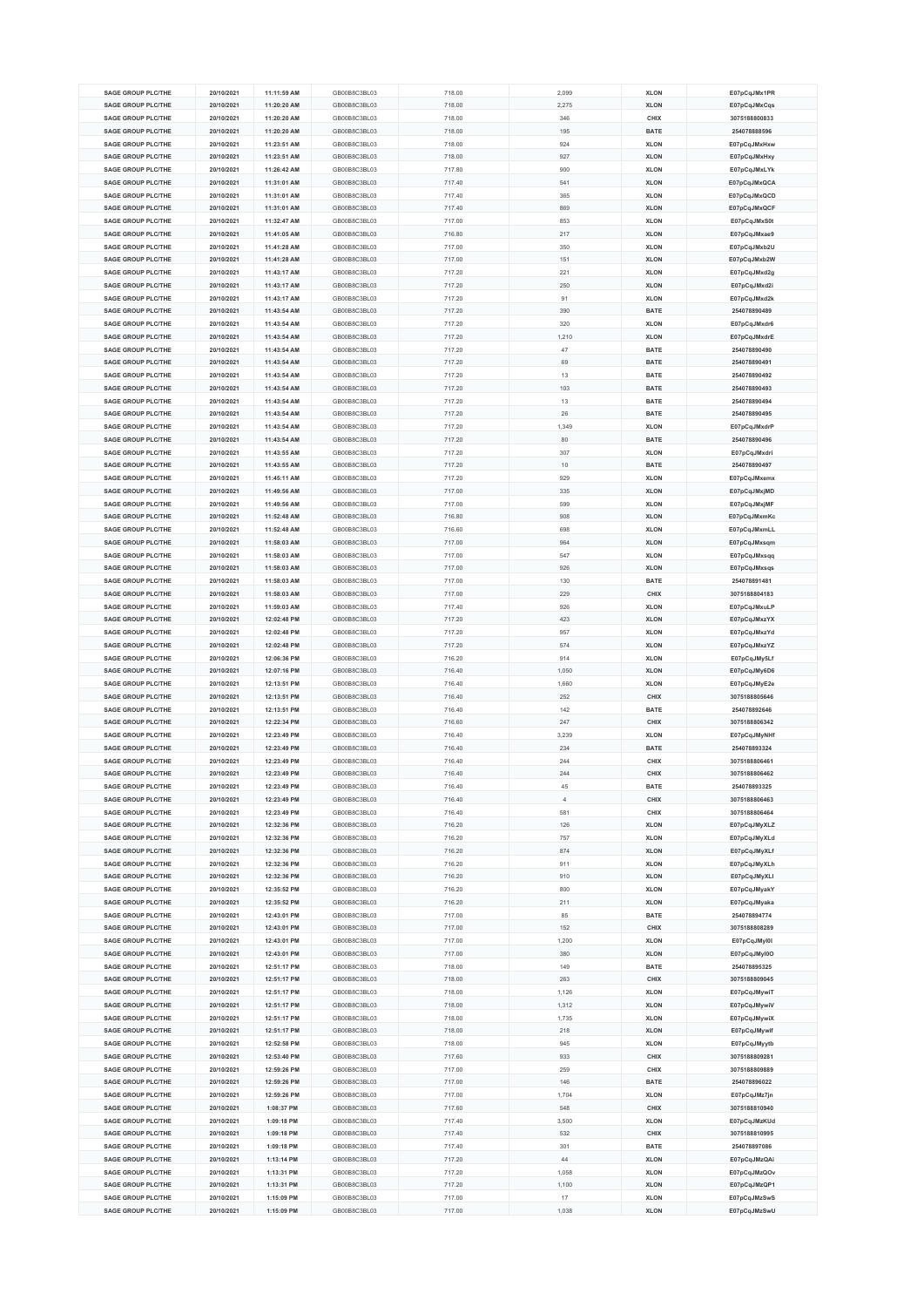| SAGE GROUP PLC/THE | 20/10/2021 | 11:11:59 AM | GB00B8C3BL03 | 718.00 | 2,099 | XLON | E07pCqJMx1PR |
|---|---|---|---|---|---|---|---|
| SAGE GROUP PLC/THE | 20/10/2021 | 11:20:20 AM | GB00B8C3BL03 | 718.00 | 2,275 | XLON | E07pCqJMxCqs |
| SAGE GROUP PLC/THE | 20/10/2021 | 11:20:20 AM | GB00B8C3BL03 | 718.00 | 346 | CHIX | 3075188800833 |
| SAGE GROUP PLC/THE | 20/10/2021 | 11:20:20 AM | GB00B8C3BL03 | 718.00 | 195 | BATE | 254078888596 |
| SAGE GROUP PLC/THE | 20/10/2021 | 11:23:51 AM | GB00B8C3BL03 | 718.00 | 924 | XLON | E07pCqJMxHxw |
| SAGE GROUP PLC/THE | 20/10/2021 | 11:23:51 AM | GB00B8C3BL03 | 718.00 | 927 | XLON | E07pCqJMxHxy |
| SAGE GROUP PLC/THE | 20/10/2021 | 11:26:42 AM | GB00B8C3BL03 | 717.80 | 900 | XLON | E07pCqJMxLYk |
| SAGE GROUP PLC/THE | 20/10/2021 | 11:31:01 AM | GB00B8C3BL03 | 717.40 | 541 | XLON | E07pCqJMxQCA |
| SAGE GROUP PLC/THE | 20/10/2021 | 11:31:01 AM | GB00B8C3BL03 | 717.40 | 365 | XLON | E07pCqJMxQCD |
| SAGE GROUP PLC/THE | 20/10/2021 | 11:31:01 AM | GB00B8C3BL03 | 717.40 | 869 | XLON | E07pCqJMxQCF |
| SAGE GROUP PLC/THE | 20/10/2021 | 11:32:47 AM | GB00B8C3BL03 | 717.00 | 853 | XLON | E07pCqJMxS0t |
| SAGE GROUP PLC/THE | 20/10/2021 | 11:41:05 AM | GB00B8C3BL03 | 716.80 | 217 | XLON | E07pCqJMxae9 |
| SAGE GROUP PLC/THE | 20/10/2021 | 11:41:28 AM | GB00B8C3BL03 | 717.00 | 350 | XLON | E07pCqJMxb2U |
| SAGE GROUP PLC/THE | 20/10/2021 | 11:41:28 AM | GB00B8C3BL03 | 717.00 | 151 | XLON | E07pCqJMxb2W |
| SAGE GROUP PLC/THE | 20/10/2021 | 11:43:17 AM | GB00B8C3BL03 | 717.20 | 221 | XLON | E07pCqJMxd2g |
| SAGE GROUP PLC/THE | 20/10/2021 | 11:43:17 AM | GB00B8C3BL03 | 717.20 | 250 | XLON | E07pCqJMxd2i |
| SAGE GROUP PLC/THE | 20/10/2021 | 11:43:17 AM | GB00B8C3BL03 | 717.20 | 91 | XLON | E07pCqJMxd2k |
| SAGE GROUP PLC/THE | 20/10/2021 | 11:43:54 AM | GB00B8C3BL03 | 717.20 | 390 | BATE | 254078890489 |
| SAGE GROUP PLC/THE | 20/10/2021 | 11:43:54 AM | GB00B8C3BL03 | 717.20 | 320 | XLON | E07pCqJMxdr6 |
| SAGE GROUP PLC/THE | 20/10/2021 | 11:43:54 AM | GB00B8C3BL03 | 717.20 | 1,210 | XLON | E07pCqJMxdrE |
| SAGE GROUP PLC/THE | 20/10/2021 | 11:43:54 AM | GB00B8C3BL03 | 717.20 | 47 | BATE | 254078890490 |
| SAGE GROUP PLC/THE | 20/10/2021 | 11:43:54 AM | GB00B8C3BL03 | 717.20 | 69 | BATE | 254078890491 |
| SAGE GROUP PLC/THE | 20/10/2021 | 11:43:54 AM | GB00B8C3BL03 | 717.20 | 13 | BATE | 254078890492 |
| SAGE GROUP PLC/THE | 20/10/2021 | 11:43:54 AM | GB00B8C3BL03 | 717.20 | 103 | BATE | 254078890493 |
| SAGE GROUP PLC/THE | 20/10/2021 | 11:43:54 AM | GB00B8C3BL03 | 717.20 | 13 | BATE | 254078890494 |
| SAGE GROUP PLC/THE | 20/10/2021 | 11:43:54 AM | GB00B8C3BL03 | 717.20 | 26 | BATE | 254078890495 |
| SAGE GROUP PLC/THE | 20/10/2021 | 11:43:54 AM | GB00B8C3BL03 | 717.20 | 1,349 | XLON | E07pCqJMxdrP |
| SAGE GROUP PLC/THE | 20/10/2021 | 11:43:54 AM | GB00B8C3BL03 | 717.20 | 80 | BATE | 254078890496 |
| SAGE GROUP PLC/THE | 20/10/2021 | 11:43:55 AM | GB00B8C3BL03 | 717.20 | 307 | XLON | E07pCqJMxdri |
| SAGE GROUP PLC/THE | 20/10/2021 | 11:43:55 AM | GB00B8C3BL03 | 717.20 | 10 | BATE | 254078890497 |
| SAGE GROUP PLC/THE | 20/10/2021 | 11:45:11 AM | GB00B8C3BL03 | 717.20 | 929 | XLON | E07pCqJMxemx |
| SAGE GROUP PLC/THE | 20/10/2021 | 11:49:56 AM | GB00B8C3BL03 | 717.00 | 335 | XLON | E07pCqJMxjMD |
| SAGE GROUP PLC/THE | 20/10/2021 | 11:49:56 AM | GB00B8C3BL03 | 717.00 | 599 | XLON | E07pCqJMxjMF |
| SAGE GROUP PLC/THE | 20/10/2021 | 11:52:48 AM | GB00B8C3BL03 | 716.80 | 908 | XLON | E07pCqJMxmKc |
| SAGE GROUP PLC/THE | 20/10/2021 | 11:52:48 AM | GB00B8C3BL03 | 716.60 | 698 | XLON | E07pCqJMxmLL |
| SAGE GROUP PLC/THE | 20/10/2021 | 11:58:03 AM | GB00B8C3BL03 | 717.00 | 964 | XLON | E07pCqJMxsqm |
| SAGE GROUP PLC/THE | 20/10/2021 | 11:58:03 AM | GB00B8C3BL03 | 717.00 | 547 | XLON | E07pCqJMxsqq |
| SAGE GROUP PLC/THE | 20/10/2021 | 11:58:03 AM | GB00B8C3BL03 | 717.00 | 926 | XLON | E07pCqJMxsqs |
| SAGE GROUP PLC/THE | 20/10/2021 | 11:58:03 AM | GB00B8C3BL03 | 717.00 | 130 | BATE | 254078891481 |
| SAGE GROUP PLC/THE | 20/10/2021 | 11:58:03 AM | GB00B8C3BL03 | 717.00 | 229 | CHIX | 3075188804183 |
| SAGE GROUP PLC/THE | 20/10/2021 | 11:59:03 AM | GB00B8C3BL03 | 717.40 | 926 | XLON | E07pCqJMxuLP |
| SAGE GROUP PLC/THE | 20/10/2021 | 12:02:48 PM | GB00B8C3BL03 | 717.20 | 423 | XLON | E07pCqJMxzYX |
| SAGE GROUP PLC/THE | 20/10/2021 | 12:02:48 PM | GB00B8C3BL03 | 717.20 | 957 | XLON | E07pCqJMxzYd |
| SAGE GROUP PLC/THE | 20/10/2021 | 12:02:48 PM | GB00B8C3BL03 | 717.20 | 574 | XLON | E07pCqJMxzYZ |
| SAGE GROUP PLC/THE | 20/10/2021 | 12:06:36 PM | GB00B8C3BL03 | 716.20 | 914 | XLON | E07pCqJMy5Lf |
| SAGE GROUP PLC/THE | 20/10/2021 | 12:07:16 PM | GB00B8C3BL03 | 716.40 | 1,050 | XLON | E07pCqJMy6D6 |
| SAGE GROUP PLC/THE | 20/10/2021 | 12:13:51 PM | GB00B8C3BL03 | 716.40 | 1,660 | XLON | E07pCqJMyE2e |
| SAGE GROUP PLC/THE | 20/10/2021 | 12:13:51 PM | GB00B8C3BL03 | 716.40 | 252 | CHIX | 3075188805646 |
| SAGE GROUP PLC/THE | 20/10/2021 | 12:13:51 PM | GB00B8C3BL03 | 716.40 | 142 | BATE | 254078892646 |
| SAGE GROUP PLC/THE | 20/10/2021 | 12:22:34 PM | GB00B8C3BL03 | 716.60 | 247 | CHIX | 3075188806342 |
| SAGE GROUP PLC/THE | 20/10/2021 | 12:23:49 PM | GB00B8C3BL03 | 716.40 | 3,239 | XLON | E07pCqJMyNHf |
| SAGE GROUP PLC/THE | 20/10/2021 | 12:23:49 PM | GB00B8C3BL03 | 716.40 | 234 | BATE | 254078893324 |
| SAGE GROUP PLC/THE | 20/10/2021 | 12:23:49 PM | GB00B8C3BL03 | 716.40 | 244 | CHIX | 3075188806461 |
| SAGE GROUP PLC/THE | 20/10/2021 | 12:23:49 PM | GB00B8C3BL03 | 716.40 | 244 | CHIX | 3075188806462 |
| SAGE GROUP PLC/THE | 20/10/2021 | 12:23:49 PM | GB00B8C3BL03 | 716.40 | 45 | BATE | 254078893325 |
| SAGE GROUP PLC/THE | 20/10/2021 | 12:23:49 PM | GB00B8C3BL03 | 716.40 | 4 | CHIX | 3075188806463 |
| SAGE GROUP PLC/THE | 20/10/2021 | 12:23:49 PM | GB00B8C3BL03 | 716.40 | 581 | CHIX | 3075188806464 |
| SAGE GROUP PLC/THE | 20/10/2021 | 12:32:36 PM | GB00B8C3BL03 | 716.20 | 126 | XLON | E07pCqJMyXLZ |
| SAGE GROUP PLC/THE | 20/10/2021 | 12:32:36 PM | GB00B8C3BL03 | 716.20 | 757 | XLON | E07pCqJMyXLd |
| SAGE GROUP PLC/THE | 20/10/2021 | 12:32:36 PM | GB00B8C3BL03 | 716.20 | 874 | XLON | E07pCqJMyXLf |
| SAGE GROUP PLC/THE | 20/10/2021 | 12:32:36 PM | GB00B8C3BL03 | 716.20 | 911 | XLON | E07pCqJMyXLh |
| SAGE GROUP PLC/THE | 20/10/2021 | 12:32:36 PM | GB00B8C3BL03 | 716.20 | 910 | XLON | E07pCqJMyXLl |
| SAGE GROUP PLC/THE | 20/10/2021 | 12:35:52 PM | GB00B8C3BL03 | 716.20 | 800 | XLON | E07pCqJMyakY |
| SAGE GROUP PLC/THE | 20/10/2021 | 12:35:52 PM | GB00B8C3BL03 | 716.20 | 211 | XLON | E07pCqJMyaka |
| SAGE GROUP PLC/THE | 20/10/2021 | 12:43:01 PM | GB00B8C3BL03 | 717.00 | 85 | BATE | 254078894774 |
| SAGE GROUP PLC/THE | 20/10/2021 | 12:43:01 PM | GB00B8C3BL03 | 717.00 | 152 | CHIX | 3075188808289 |
| SAGE GROUP PLC/THE | 20/10/2021 | 12:43:01 PM | GB00B8C3BL03 | 717.00 | 1,200 | XLON | E07pCqJMyl0I |
| SAGE GROUP PLC/THE | 20/10/2021 | 12:43:01 PM | GB00B8C3BL03 | 717.00 | 380 | XLON | E07pCqJMyl0O |
| SAGE GROUP PLC/THE | 20/10/2021 | 12:51:17 PM | GB00B8C3BL03 | 718.00 | 149 | BATE | 254078895325 |
| SAGE GROUP PLC/THE | 20/10/2021 | 12:51:17 PM | GB00B8C3BL03 | 718.00 | 263 | CHIX | 3075188809045 |
| SAGE GROUP PLC/THE | 20/10/2021 | 12:51:17 PM | GB00B8C3BL03 | 718.00 | 1,126 | XLON | E07pCqJMywiT |
| SAGE GROUP PLC/THE | 20/10/2021 | 12:51:17 PM | GB00B8C3BL03 | 718.00 | 1,312 | XLON | E07pCqJMywiV |
| SAGE GROUP PLC/THE | 20/10/2021 | 12:51:17 PM | GB00B8C3BL03 | 718.00 | 1,735 | XLON | E07pCqJMywiX |
| SAGE GROUP PLC/THE | 20/10/2021 | 12:51:17 PM | GB00B8C3BL03 | 718.00 | 218 | XLON | E07pCqJMywif |
| SAGE GROUP PLC/THE | 20/10/2021 | 12:52:58 PM | GB00B8C3BL03 | 718.00 | 945 | XLON | E07pCqJMyytb |
| SAGE GROUP PLC/THE | 20/10/2021 | 12:53:40 PM | GB00B8C3BL03 | 717.60 | 933 | CHIX | 3075188809281 |
| SAGE GROUP PLC/THE | 20/10/2021 | 12:59:26 PM | GB00B8C3BL03 | 717.00 | 259 | CHIX | 3075188809889 |
| SAGE GROUP PLC/THE | 20/10/2021 | 12:59:26 PM | GB00B8C3BL03 | 717.00 | 146 | BATE | 254078896022 |
| SAGE GROUP PLC/THE | 20/10/2021 | 12:59:26 PM | GB00B8C3BL03 | 717.00 | 1,704 | XLON | E07pCqJMz7jn |
| SAGE GROUP PLC/THE | 20/10/2021 | 1:08:37 PM | GB00B8C3BL03 | 717.60 | 548 | CHIX | 3075188810940 |
| SAGE GROUP PLC/THE | 20/10/2021 | 1:09:18 PM | GB00B8C3BL03 | 717.40 | 3,500 | XLON | E07pCqJMzKUd |
| SAGE GROUP PLC/THE | 20/10/2021 | 1:09:18 PM | GB00B8C3BL03 | 717.40 | 532 | CHIX | 3075188810995 |
| SAGE GROUP PLC/THE | 20/10/2021 | 1:09:18 PM | GB00B8C3BL03 | 717.40 | 301 | BATE | 254078897086 |
| SAGE GROUP PLC/THE | 20/10/2021 | 1:13:14 PM | GB00B8C3BL03 | 717.20 | 44 | XLON | E07pCqJMzQAi |
| SAGE GROUP PLC/THE | 20/10/2021 | 1:13:31 PM | GB00B8C3BL03 | 717.20 | 1,058 | XLON | E07pCqJMzQOv |
| SAGE GROUP PLC/THE | 20/10/2021 | 1:13:31 PM | GB00B8C3BL03 | 717.20 | 1,100 | XLON | E07pCqJMzQP1 |
| SAGE GROUP PLC/THE | 20/10/2021 | 1:15:09 PM | GB00B8C3BL03 | 717.00 | 17 | XLON | E07pCqJMzSwS |
| SAGE GROUP PLC/THE | 20/10/2021 | 1:15:09 PM | GB00B8C3BL03 | 717.00 | 1,038 | XLON | E07pCqJMzSwU |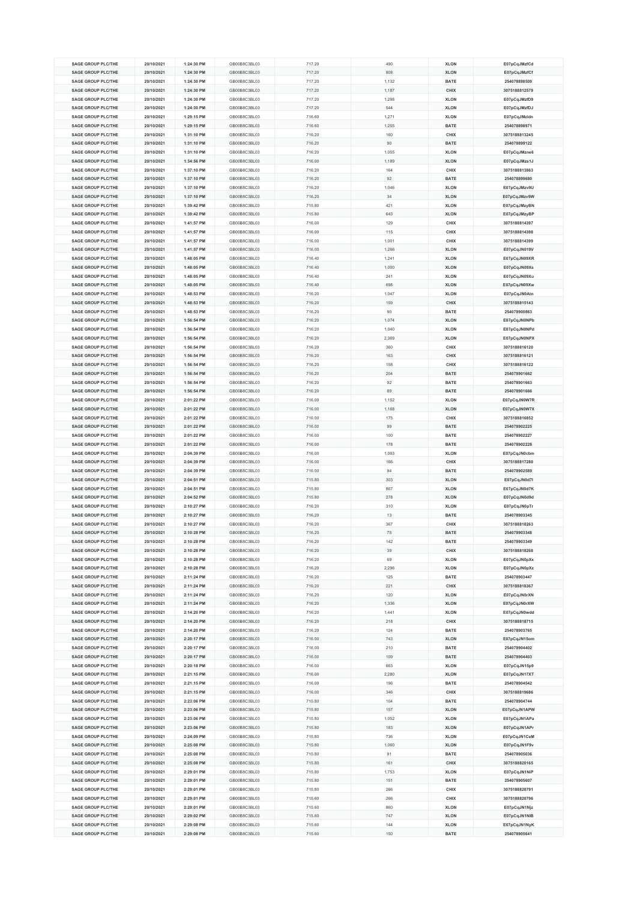| SAGE GROUP PLC/THE | 20/10/2021 | 1:24:30 PM | GB00B8C3BL03 | 717.20 | 490 | XLON | E07pCqJMzfCd |
|---|---|---|---|---|---|---|---|
| SAGE GROUP PLC/THE | 20/10/2021 | 1:24:30 PM | GB00B8C3BL03 | 717.20 | 808 | XLON | E07pCqJMzfCf |
| SAGE GROUP PLC/THE | 20/10/2021 | 1:24:30 PM | GB00B8C3BL03 | 717.20 | 1,132 | BATE | 254078898509 |
| SAGE GROUP PLC/THE | 20/10/2021 | 1:24:30 PM | GB00B8C3BL03 | 717.20 | 1,187 | CHIX | 3075188812579 |
| SAGE GROUP PLC/THE | 20/10/2021 | 1:24:30 PM | GB00B8C3BL03 | 717.20 | 1,298 | XLON | E07pCqJMzfD9 |
| SAGE GROUP PLC/THE | 20/10/2021 | 1:24:30 PM | GB00B8C3BL03 | 717.20 | 544 | XLON | E07pCqJMzfDJ |
| SAGE GROUP PLC/THE | 20/10/2021 | 1:29:15 PM | GB00B8C3BL03 | 716.60 | 1,271 | XLON | E07pCqJMzldn |
| SAGE GROUP PLC/THE | 20/10/2021 | 1:29:15 PM | GB00B8C3BL03 | 716.60 | 1,255 | BATE | 254078898971 |
| SAGE GROUP PLC/THE | 20/10/2021 | 1:31:10 PM | GB00B8C3BL03 | 716.20 | 160 | CHIX | 3075188813245 |
| SAGE GROUP PLC/THE | 20/10/2021 | 1:31:10 PM | GB00B8C3BL03 | 716.20 | 90 | BATE | 254078899122 |
| SAGE GROUP PLC/THE | 20/10/2021 | 1:31:10 PM | GB00B8C3BL03 | 716.20 | 1,055 | XLON | E07pCqJMzne6 |
| SAGE GROUP PLC/THE | 20/10/2021 | 1:34:56 PM | GB00B8C3BL03 | 716.00 | 1,189 | XLON | E07pCqJMzs1J |
| SAGE GROUP PLC/THE | 20/10/2021 | 1:37:10 PM | GB00B8C3BL03 | 716.20 | 164 | CHIX | 3075188813863 |
| SAGE GROUP PLC/THE | 20/10/2021 | 1:37:10 PM | GB00B8C3BL03 | 716.20 | 92 | BATE | 254078899680 |
| SAGE GROUP PLC/THE | 20/10/2021 | 1:37:10 PM | GB00B8C3BL03 | 716.20 | 1,046 | XLON | E07pCqJMzv9U |
| SAGE GROUP PLC/THE | 20/10/2021 | 1:37:10 PM | GB00B8C3BL03 | 716.20 | 34 | XLON | E07pCqJMzv9W |
| SAGE GROUP PLC/THE | 20/10/2021 | 1:39:42 PM | GB00B8C3BL03 | 715.80 | 421 | XLON | E07pCqJMzyBN |
| SAGE GROUP PLC/THE | 20/10/2021 | 1:39:42 PM | GB00B8C3BL03 | 715.80 | 643 | XLON | E07pCqJMzyBP |
| SAGE GROUP PLC/THE | 20/10/2021 | 1:41:57 PM | GB00B8C3BL03 | 716.00 | 129 | CHIX | 3075188814397 |
| SAGE GROUP PLC/THE | 20/10/2021 | 1:41:57 PM | GB00B8C3BL03 | 716.00 | 115 | CHIX | 3075188814398 |
| SAGE GROUP PLC/THE | 20/10/2021 | 1:41:57 PM | GB00B8C3BL03 | 716.00 | 1,001 | CHIX | 3075188814399 |
| SAGE GROUP PLC/THE | 20/10/2021 | 1:41:57 PM | GB00B8C3BL03 | 716.00 | 1,266 | XLON | E07pCqJN019V |
| SAGE GROUP PLC/THE | 20/10/2021 | 1:48:05 PM | GB00B8C3BL03 | 716.40 | 1,241 | XLON | E07pCqJN09XR |
| SAGE GROUP PLC/THE | 20/10/2021 | 1:48:05 PM | GB00B8C3BL03 | 716.40 | 1,000 | XLON | E07pCqJN09Xs |
| SAGE GROUP PLC/THE | 20/10/2021 | 1:48:05 PM | GB00B8C3BL03 | 716.40 | 241 | XLON | E07pCqJN09Xu |
| SAGE GROUP PLC/THE | 20/10/2021 | 1:48:05 PM | GB00B8C3BL03 | 716.40 | 698 | XLON | E07pCqJN09Xw |
| SAGE GROUP PLC/THE | 20/10/2021 | 1:48:53 PM | GB00B8C3BL03 | 716.20 | 1,047 | XLON | E07pCqJN0Atn |
| SAGE GROUP PLC/THE | 20/10/2021 | 1:48:53 PM | GB00B8C3BL03 | 716.20 | 159 | CHIX | 3075188815143 |
| SAGE GROUP PLC/THE | 20/10/2021 | 1:48:53 PM | GB00B8C3BL03 | 716.20 | 90 | BATE | 254078900863 |
| SAGE GROUP PLC/THE | 20/10/2021 | 1:56:54 PM | GB00B8C3BL03 | 716.20 | 1,074 | XLON | E07pCqJN0NPb |
| SAGE GROUP PLC/THE | 20/10/2021 | 1:56:54 PM | GB00B8C3BL03 | 716.20 | 1,040 | XLON | E07pCqJN0NPd |
| SAGE GROUP PLC/THE | 20/10/2021 | 1:56:54 PM | GB00B8C3BL03 | 716.20 | 2,369 | XLON | E07pCqJN0NPX |
| SAGE GROUP PLC/THE | 20/10/2021 | 1:56:54 PM | GB00B8C3BL03 | 716.20 | 360 | CHIX | 3075188816120 |
| SAGE GROUP PLC/THE | 20/10/2021 | 1:56:54 PM | GB00B8C3BL03 | 716.20 | 163 | CHIX | 3075188816121 |
| SAGE GROUP PLC/THE | 20/10/2021 | 1:56:54 PM | GB00B8C3BL03 | 716.20 | 158 | CHIX | 3075188816122 |
| SAGE GROUP PLC/THE | 20/10/2021 | 1:56:54 PM | GB00B8C3BL03 | 716.20 | 204 | BATE | 254078901662 |
| SAGE GROUP PLC/THE | 20/10/2021 | 1:56:54 PM | GB00B8C3BL03 | 716.20 | 92 | BATE | 254078901663 |
| SAGE GROUP PLC/THE | 20/10/2021 | 1:56:54 PM | GB00B8C3BL03 | 716.20 | 89 | BATE | 254078901666 |
| SAGE GROUP PLC/THE | 20/10/2021 | 2:01:22 PM | GB00B8C3BL03 | 716.00 | 1,152 | XLON | E07pCqJN0W7R |
| SAGE GROUP PLC/THE | 20/10/2021 | 2:01:22 PM | GB00B8C3BL03 | 716.00 | 1,168 | XLON | E07pCqJN0W7X |
| SAGE GROUP PLC/THE | 20/10/2021 | 2:01:22 PM | GB00B8C3BL03 | 716.00 | 175 | CHIX | 3075188816852 |
| SAGE GROUP PLC/THE | 20/10/2021 | 2:01:22 PM | GB00B8C3BL03 | 716.00 | 99 | BATE | 254078902225 |
| SAGE GROUP PLC/THE | 20/10/2021 | 2:01:22 PM | GB00B8C3BL03 | 716.00 | 100 | BATE | 254078902227 |
| SAGE GROUP PLC/THE | 20/10/2021 | 2:01:22 PM | GB00B8C3BL03 | 716.00 | 178 | BATE | 254078902228 |
| SAGE GROUP PLC/THE | 20/10/2021 | 2:04:39 PM | GB00B8C3BL03 | 716.00 | 1,093 | XLON | E07pCqJN0cbm |
| SAGE GROUP PLC/THE | 20/10/2021 | 2:04:39 PM | GB00B8C3BL03 | 716.00 | 166 | CHIX | 3075188817280 |
| SAGE GROUP PLC/THE | 20/10/2021 | 2:04:39 PM | GB00B8C3BL03 | 716.00 | 94 | BATE | 254078902589 |
| SAGE GROUP PLC/THE | 20/10/2021 | 2:04:51 PM | GB00B8C3BL03 | 715.80 | 303 | XLON | E07pCqJN0d7I |
| SAGE GROUP PLC/THE | 20/10/2021 | 2:04:51 PM | GB00B8C3BL03 | 715.80 | 867 | XLON | E07pCqJN0d7K |
| SAGE GROUP PLC/THE | 20/10/2021 | 2:04:52 PM | GB00B8C3BL03 | 715.80 | 278 | XLON | E07pCqJN0d9d |
| SAGE GROUP PLC/THE | 20/10/2021 | 2:10:27 PM | GB00B8C3BL03 | 716.20 | 310 | XLON | E07pCqJN0pTr |
| SAGE GROUP PLC/THE | 20/10/2021 | 2:10:27 PM | GB00B8C3BL03 | 716.20 | 13 | BATE | 254078903345 |
| SAGE GROUP PLC/THE | 20/10/2021 | 2:10:27 PM | GB00B8C3BL03 | 716.20 | 367 | CHIX | 3075188818263 |
| SAGE GROUP PLC/THE | 20/10/2021 | 2:10:28 PM | GB00B8C3BL03 | 716.20 | 75 | BATE | 254078903348 |
| SAGE GROUP PLC/THE | 20/10/2021 | 2:10:28 PM | GB00B8C3BL03 | 716.20 | 142 | BATE | 254078903349 |
| SAGE GROUP PLC/THE | 20/10/2021 | 2:10:28 PM | GB00B8C3BL03 | 716.20 | 39 | CHIX | 3075188818268 |
| SAGE GROUP PLC/THE | 20/10/2021 | 2:10:28 PM | GB00B8C3BL03 | 716.20 | 69 | XLON | E07pCqJN0pXx |
| SAGE GROUP PLC/THE | 20/10/2021 | 2:10:28 PM | GB00B8C3BL03 | 716.20 | 2,296 | XLON | E07pCqJN0pXz |
| SAGE GROUP PLC/THE | 20/10/2021 | 2:11:24 PM | GB00B8C3BL03 | 716.20 | 125 | BATE | 254078903447 |
| SAGE GROUP PLC/THE | 20/10/2021 | 2:11:24 PM | GB00B8C3BL03 | 716.20 | 221 | CHIX | 3075188818367 |
| SAGE GROUP PLC/THE | 20/10/2021 | 2:11:24 PM | GB00B8C3BL03 | 716.20 | 120 | XLON | E07pCqJN0rXN |
| SAGE GROUP PLC/THE | 20/10/2021 | 2:11:24 PM | GB00B8C3BL03 | 716.20 | 1,336 | XLON | E07pCqJN0rXW |
| SAGE GROUP PLC/THE | 20/10/2021 | 2:14:20 PM | GB00B8C3BL03 | 716.20 | 1,441 | XLON | E07pCqJN0wdd |
| SAGE GROUP PLC/THE | 20/10/2021 | 2:14:20 PM | GB00B8C3BL03 | 716.20 | 218 | CHIX | 3075188818715 |
| SAGE GROUP PLC/THE | 20/10/2021 | 2:14:20 PM | GB00B8C3BL03 | 716.20 | 124 | BATE | 254078903765 |
| SAGE GROUP PLC/THE | 20/10/2021 | 2:20:17 PM | GB00B8C3BL03 | 716.00 | 743 | XLON | E07pCqJN15om |
| SAGE GROUP PLC/THE | 20/10/2021 | 2:20:17 PM | GB00B8C3BL03 | 716.00 | 210 | BATE | 254078904402 |
| SAGE GROUP PLC/THE | 20/10/2021 | 2:20:17 PM | GB00B8C3BL03 | 716.00 | 109 | BATE | 254078904403 |
| SAGE GROUP PLC/THE | 20/10/2021 | 2:20:18 PM | GB00B8C3BL03 | 716.00 | 663 | XLON | E07pCqJN15p9 |
| SAGE GROUP PLC/THE | 20/10/2021 | 2:21:15 PM | GB00B8C3BL03 | 716.00 | 2,280 | XLON | E07pCqJN17XT |
| SAGE GROUP PLC/THE | 20/10/2021 | 2:21:15 PM | GB00B8C3BL03 | 716.00 | 196 | BATE | 254078904542 |
| SAGE GROUP PLC/THE | 20/10/2021 | 2:21:15 PM | GB00B8C3BL03 | 716.00 | 346 | CHIX | 3075188819686 |
| SAGE GROUP PLC/THE | 20/10/2021 | 2:23:06 PM | GB00B8C3BL03 | 715.80 | 104 | BATE | 254078904744 |
| SAGE GROUP PLC/THE | 20/10/2021 | 2:23:06 PM | GB00B8C3BL03 | 715.80 | 157 | XLON | E07pCqJN1APW |
| SAGE GROUP PLC/THE | 20/10/2021 | 2:23:06 PM | GB00B8C3BL03 | 715.80 | 1,052 | XLON | E07pCqJN1APa |
| SAGE GROUP PLC/THE | 20/10/2021 | 2:23:06 PM | GB00B8C3BL03 | 715.80 | 183 | XLON | E07pCqJN1APr |
| SAGE GROUP PLC/THE | 20/10/2021 | 2:24:09 PM | GB00B8C3BL03 | 715.80 | 736 | XLON | E07pCqJN1CeM |
| SAGE GROUP PLC/THE | 20/10/2021 | 2:25:08 PM | GB00B8C3BL03 | 715.80 | 1,060 | XLON | E07pCqJN1F9v |
| SAGE GROUP PLC/THE | 20/10/2021 | 2:25:08 PM | GB00B8C3BL03 | 715.80 | 91 | BATE | 254078905036 |
| SAGE GROUP PLC/THE | 20/10/2021 | 2:25:08 PM | GB00B8C3BL03 | 715.80 | 161 | CHIX | 3075188820165 |
| SAGE GROUP PLC/THE | 20/10/2021 | 2:29:01 PM | GB00B8C3BL03 | 715.80 | 1,753 | XLON | E07pCqJN1NiP |
| SAGE GROUP PLC/THE | 20/10/2021 | 2:29:01 PM | GB00B8C3BL03 | 715.80 | 151 | BATE | 254078905607 |
| SAGE GROUP PLC/THE | 20/10/2021 | 2:29:01 PM | GB00B8C3BL03 | 715.80 | 266 | CHIX | 3075188820791 |
| SAGE GROUP PLC/THE | 20/10/2021 | 2:29:01 PM | GB00B8C3BL03 | 715.60 | 266 | CHIX | 3075188820796 |
| SAGE GROUP PLC/THE | 20/10/2021 | 2:29:01 PM | GB00B8C3BL03 | 715.60 | 860 | XLON | E07pCqJN1Njz |
| SAGE GROUP PLC/THE | 20/10/2021 | 2:29:02 PM | GB00B8C3BL03 | 715.60 | 747 | XLON | E07pCqJN1NlB |
| SAGE GROUP PLC/THE | 20/10/2021 | 2:29:08 PM | GB00B8C3BL03 | 715.60 | 144 | XLON | E07pCqJN1NyK |
| SAGE GROUP PLC/THE | 20/10/2021 | 2:29:08 PM | GB00B8C3BL03 | 715.60 | 150 | BATE | 254078905641 |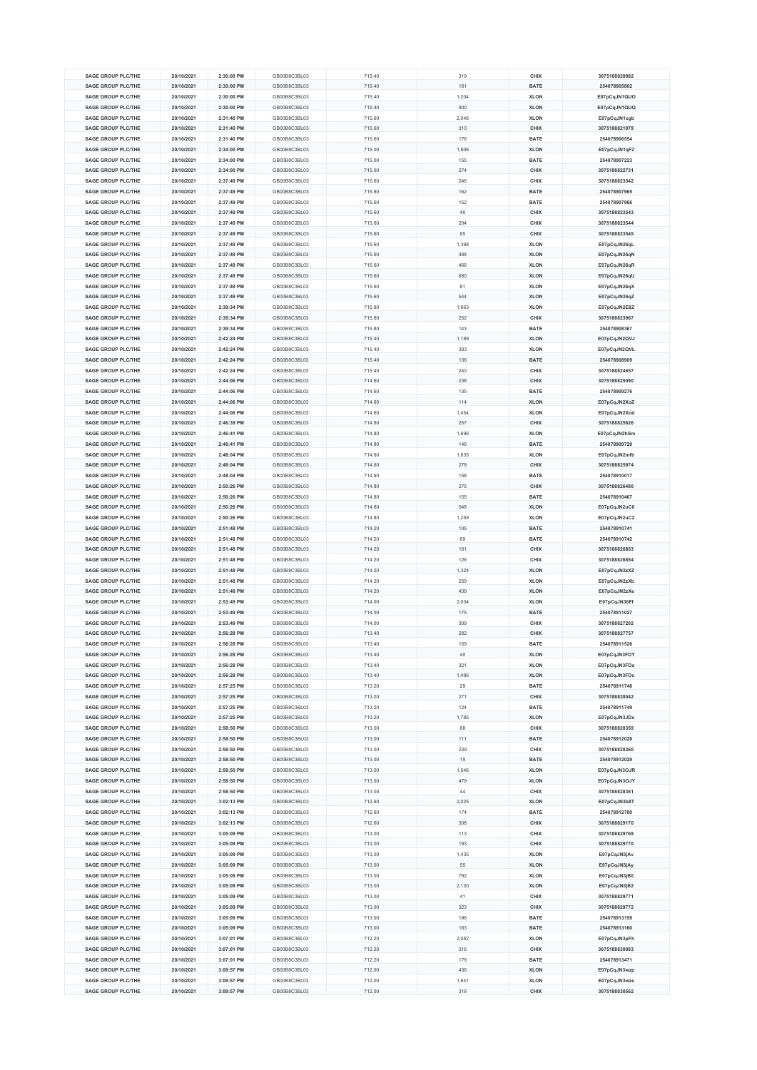| SAGE GROUP PLC/THE | 20/10/2021 | 2:30:00 PM | GB00B8C3BL03 | 715.40 | 319 | CHIX | 3075188820982 |
|---|---|---|---|---|---|---|---|
| SAGE GROUP PLC/THE | 20/10/2021 | 2:30:00 PM | GB00B8C3BL03 | 715.40 | 181 | BATE | 254078905802 |
| SAGE GROUP PLC/THE | 20/10/2021 | 2:30:00 PM | GB00B8C3BL03 | 715.40 | 1,204 | XLON | E07pCqJN1QUO |
| SAGE GROUP PLC/THE | 20/10/2021 | 2:30:00 PM | GB00B8C3BL03 | 715.40 | 900 | XLON | E07pCqJN1QUQ |
| SAGE GROUP PLC/THE | 20/10/2021 | 2:31:40 PM | GB00B8C3BL03 | 715.60 | 2,046 | XLON | E07pCqJN1cgb |
| SAGE GROUP PLC/THE | 20/10/2021 | 2:31:40 PM | GB00B8C3BL03 | 715.60 | 310 | CHIX | 3075188821979 |
| SAGE GROUP PLC/THE | 20/10/2021 | 2:31:40 PM | GB00B8C3BL03 | 715.60 | 176 | BATE | 254078906554 |
| SAGE GROUP PLC/THE | 20/10/2021 | 2:34:00 PM | GB00B8C3BL03 | 715.00 | 1,806 | XLON | E07pCqJN1qF2 |
| SAGE GROUP PLC/THE | 20/10/2021 | 2:34:00 PM | GB00B8C3BL03 | 715.00 | 155 | BATE | 254078907223 |
| SAGE GROUP PLC/THE | 20/10/2021 | 2:34:00 PM | GB00B8C3BL03 | 715.00 | 274 | CHIX | 3075188822731 |
| SAGE GROUP PLC/THE | 20/10/2021 | 2:37:49 PM | GB00B8C3BL03 | 715.60 | 246 | CHIX | 3075188823542 |
| SAGE GROUP PLC/THE | 20/10/2021 | 2:37:49 PM | GB00B8C3BL03 | 715.60 | 162 | BATE | 254078907965 |
| SAGE GROUP PLC/THE | 20/10/2021 | 2:37:49 PM | GB00B8C3BL03 | 715.60 | 152 | BATE | 254078907966 |
| SAGE GROUP PLC/THE | 20/10/2021 | 2:37:49 PM | GB00B8C3BL03 | 715.60 | 40 | CHIX | 3075188823543 |
| SAGE GROUP PLC/THE | 20/10/2021 | 2:37:49 PM | GB00B8C3BL03 | 715.60 | 204 | CHIX | 3075188823544 |
| SAGE GROUP PLC/THE | 20/10/2021 | 2:37:49 PM | GB00B8C3BL03 | 715.60 | 65 | CHIX | 3075188823545 |
| SAGE GROUP PLC/THE | 20/10/2021 | 2:37:49 PM | GB00B8C3BL03 | 715.60 | 1,398 | XLON | E07pCqJN26qL |
| SAGE GROUP PLC/THE | 20/10/2021 | 2:37:49 PM | GB00B8C3BL03 | 715.60 | 488 | XLON | E07pCqJN26qN |
| SAGE GROUP PLC/THE | 20/10/2021 | 2:37:49 PM | GB00B8C3BL03 | 715.60 | 466 | XLON | E07pCqJN26qR |
| SAGE GROUP PLC/THE | 20/10/2021 | 2:37:49 PM | GB00B8C3BL03 | 715.60 | 680 | XLON | E07pCqJN26qU |
| SAGE GROUP PLC/THE | 20/10/2021 | 2:37:49 PM | GB00B8C3BL03 | 715.60 | 81 | XLON | E07pCqJN26qX |
| SAGE GROUP PLC/THE | 20/10/2021 | 2:37:49 PM | GB00B8C3BL03 | 715.60 | 544 | XLON | E07pCqJN26qZ |
| SAGE GROUP PLC/THE | 20/10/2021 | 2:39:34 PM | GB00B8C3BL03 | 715.80 | 1,663 | XLON | E07pCqJN2E8Z |
| SAGE GROUP PLC/THE | 20/10/2021 | 2:39:34 PM | GB00B8C3BL03 | 715.80 | 252 | CHIX | 3075188823967 |
| SAGE GROUP PLC/THE | 20/10/2021 | 2:39:34 PM | GB00B8C3BL03 | 715.80 | 143 | BATE | 254078908367 |
| SAGE GROUP PLC/THE | 20/10/2021 | 2:42:24 PM | GB00B8C3BL03 | 715.40 | 1,189 | XLON | E07pCqJN2QVJ |
| SAGE GROUP PLC/THE | 20/10/2021 | 2:42:24 PM | GB00B8C3BL03 | 715.40 | 393 | XLON | E07pCqJN2QVL |
| SAGE GROUP PLC/THE | 20/10/2021 | 2:42:24 PM | GB00B8C3BL03 | 715.40 | 136 | BATE | 254078908909 |
| SAGE GROUP PLC/THE | 20/10/2021 | 2:42:24 PM | GB00B8C3BL03 | 715.40 | 240 | CHIX | 3075188824657 |
| SAGE GROUP PLC/THE | 20/10/2021 | 2:44:06 PM | GB00B8C3BL03 | 714.60 | 238 | CHIX | 3075188825090 |
| SAGE GROUP PLC/THE | 20/10/2021 | 2:44:06 PM | GB00B8C3BL03 | 714.60 | 135 | BATE | 254078909276 |
| SAGE GROUP PLC/THE | 20/10/2021 | 2:44:06 PM | GB00B8C3BL03 | 714.60 | 114 | XLON | E07pCqJN2XoZ |
| SAGE GROUP PLC/THE | 20/10/2021 | 2:44:06 PM | GB00B8C3BL03 | 714.60 | 1,454 | XLON | E07pCqJN2Xod |
| SAGE GROUP PLC/THE | 20/10/2021 | 2:46:39 PM | GB00B8C3BL03 | 714.80 | 257 | CHIX | 3075188825626 |
| SAGE GROUP PLC/THE | 20/10/2021 | 2:46:41 PM | GB00B8C3BL03 | 714.80 | 1,696 | XLON | E07pCqJN2hSm |
| SAGE GROUP PLC/THE | 20/10/2021 | 2:46:41 PM | GB00B8C3BL03 | 714.80 | 146 | BATE | 254078909729 |
| SAGE GROUP PLC/THE | 20/10/2021 | 2:48:04 PM | GB00B8C3BL03 | 714.60 | 1,835 | XLON | E07pCqJN2mfb |
| SAGE GROUP PLC/THE | 20/10/2021 | 2:48:04 PM | GB00B8C3BL03 | 714.60 | 278 | CHIX | 3075188825974 |
| SAGE GROUP PLC/THE | 20/10/2021 | 2:48:04 PM | GB00B8C3BL03 | 714.60 | 158 | BATE | 254078910017 |
| SAGE GROUP PLC/THE | 20/10/2021 | 2:50:26 PM | GB00B8C3BL03 | 714.80 | 275 | CHIX | 3075188826480 |
| SAGE GROUP PLC/THE | 20/10/2021 | 2:50:26 PM | GB00B8C3BL03 | 714.80 | 155 | BATE | 254078910467 |
| SAGE GROUP PLC/THE | 20/10/2021 | 2:50:26 PM | GB00B8C3BL03 | 714.80 | 548 | XLON | E07pCqJN2uC0 |
| SAGE GROUP PLC/THE | 20/10/2021 | 2:50:26 PM | GB00B8C3BL03 | 714.80 | 1,259 | XLON | E07pCqJN2uC2 |
| SAGE GROUP PLC/THE | 20/10/2021 | 2:51:48 PM | GB00B8C3BL03 | 714.20 | 105 | BATE | 254078910741 |
| SAGE GROUP PLC/THE | 20/10/2021 | 2:51:48 PM | GB00B8C3BL03 | 714.20 | 69 | BATE | 254078910742 |
| SAGE GROUP PLC/THE | 20/10/2021 | 2:51:48 PM | GB00B8C3BL03 | 714.20 | 181 | CHIX | 3075188826853 |
| SAGE GROUP PLC/THE | 20/10/2021 | 2:51:48 PM | GB00B8C3BL03 | 714.20 | 126 | CHIX | 3075188826854 |
| SAGE GROUP PLC/THE | 20/10/2021 | 2:51:48 PM | GB00B8C3BL03 | 714.20 | 1,324 | XLON | E07pCqJN2zXZ |
| SAGE GROUP PLC/THE | 20/10/2021 | 2:51:48 PM | GB00B8C3BL03 | 714.20 | 259 | XLON | E07pCqJN2zXb |
| SAGE GROUP PLC/THE | 20/10/2021 | 2:51:48 PM | GB00B8C3BL03 | 714.20 | 439 | XLON | E07pCqJN2zXe |
| SAGE GROUP PLC/THE | 20/10/2021 | 2:53:49 PM | GB00B8C3BL03 | 714.00 | 2,034 | XLON | E07pCqJN36Ff |
| SAGE GROUP PLC/THE | 20/10/2021 | 2:53:49 PM | GB00B8C3BL03 | 714.00 | 175 | BATE | 254078911027 |
| SAGE GROUP PLC/THE | 20/10/2021 | 2:53:49 PM | GB00B8C3BL03 | 714.00 | 309 | CHIX | 3075188827202 |
| SAGE GROUP PLC/THE | 20/10/2021 | 2:56:28 PM | GB00B8C3BL03 | 713.40 | 282 | CHIX | 3075188827757 |
| SAGE GROUP PLC/THE | 20/10/2021 | 2:56:28 PM | GB00B8C3BL03 | 713.40 | 159 | BATE | 254078911526 |
| SAGE GROUP PLC/THE | 20/10/2021 | 2:56:28 PM | GB00B8C3BL03 | 713.40 | 40 | XLON | E07pCqJN3FDY |
| SAGE GROUP PLC/THE | 20/10/2021 | 2:56:28 PM | GB00B8C3BL03 | 713.40 | 321 | XLON | E07pCqJN3FDa |
| SAGE GROUP PLC/THE | 20/10/2021 | 2:56:28 PM | GB00B8C3BL03 | 713.40 | 1,496 | XLON | E07pCqJN3FDc |
| SAGE GROUP PLC/THE | 20/10/2021 | 2:57:25 PM | GB00B8C3BL03 | 713.20 | 29 | BATE | 254078911748 |
| SAGE GROUP PLC/THE | 20/10/2021 | 2:57:25 PM | GB00B8C3BL03 | 713.20 | 271 | CHIX | 3075188828042 |
| SAGE GROUP PLC/THE | 20/10/2021 | 2:57:25 PM | GB00B8C3BL03 | 713.20 | 124 | BATE | 254078911749 |
| SAGE GROUP PLC/THE | 20/10/2021 | 2:57:25 PM | GB00B8C3BL03 | 713.20 | 1,785 | XLON | E07pCqJN3JDx |
| SAGE GROUP PLC/THE | 20/10/2021 | 2:58:50 PM | GB00B8C3BL03 | 713.00 | 68 | CHIX | 3075188828359 |
| SAGE GROUP PLC/THE | 20/10/2021 | 2:58:50 PM | GB00B8C3BL03 | 713.00 | 111 | BATE | 254078912028 |
| SAGE GROUP PLC/THE | 20/10/2021 | 2:58:50 PM | GB00B8C3BL03 | 713.00 | 239 | CHIX | 3075188828360 |
| SAGE GROUP PLC/THE | 20/10/2021 | 2:58:50 PM | GB00B8C3BL03 | 713.00 | 19 | BATE | 254078912029 |
| SAGE GROUP PLC/THE | 20/10/2021 | 2:58:50 PM | GB00B8C3BL03 | 713.00 | 1,546 | XLON | E07pCqJN3OJR |
| SAGE GROUP PLC/THE | 20/10/2021 | 2:58:50 PM | GB00B8C3BL03 | 713.00 | 479 | XLON | E07pCqJN3OJY |
| SAGE GROUP PLC/THE | 20/10/2021 | 2:58:50 PM | GB00B8C3BL03 | 713.00 | 44 | CHIX | 3075188828361 |
| SAGE GROUP PLC/THE | 20/10/2021 | 3:02:13 PM | GB00B8C3BL03 | 712.60 | 2,025 | XLON | E07pCqJN3b8T |
| SAGE GROUP PLC/THE | 20/10/2021 | 3:02:13 PM | GB00B8C3BL03 | 712.60 | 174 | BATE | 254078912700 |
| SAGE GROUP PLC/THE | 20/10/2021 | 3:02:13 PM | GB00B8C3BL03 | 712.60 | 308 | CHIX | 3075188829170 |
| SAGE GROUP PLC/THE | 20/10/2021 | 3:05:09 PM | GB00B8C3BL03 | 713.00 | 113 | CHIX | 3075188829769 |
| SAGE GROUP PLC/THE | 20/10/2021 | 3:05:09 PM | GB00B8C3BL03 | 713.00 | 193 | CHIX | 3075188829770 |
| SAGE GROUP PLC/THE | 20/10/2021 | 3:05:09 PM | GB00B8C3BL03 | 713.00 | 1,435 | XLON | E07pCqJN3jAv |
| SAGE GROUP PLC/THE | 20/10/2021 | 3:05:09 PM | GB00B8C3BL03 | 713.00 | 55 | XLON | E07pCqJN3jAy |
| SAGE GROUP PLC/THE | 20/10/2021 | 3:05:09 PM | GB00B8C3BL03 | 713.00 | 792 | XLON | E07pCqJN3jB0 |
| SAGE GROUP PLC/THE | 20/10/2021 | 3:05:09 PM | GB00B8C3BL03 | 713.00 | 2,130 | XLON | E07pCqJN3jB2 |
| SAGE GROUP PLC/THE | 20/10/2021 | 3:05:09 PM | GB00B8C3BL03 | 713.00 | 41 | CHIX | 3075188829771 |
| SAGE GROUP PLC/THE | 20/10/2021 | 3:05:09 PM | GB00B8C3BL03 | 713.00 | 323 | CHIX | 3075188829772 |
| SAGE GROUP PLC/THE | 20/10/2021 | 3:05:09 PM | GB00B8C3BL03 | 713.00 | 196 | BATE | 254078913159 |
| SAGE GROUP PLC/THE | 20/10/2021 | 3:05:09 PM | GB00B8C3BL03 | 713.00 | 183 | BATE | 254078913160 |
| SAGE GROUP PLC/THE | 20/10/2021 | 3:07:01 PM | GB00B8C3BL03 | 712.20 | 2,082 | XLON | E07pCqJN3pFh |
| SAGE GROUP PLC/THE | 20/10/2021 | 3:07:01 PM | GB00B8C3BL03 | 712.20 | 316 | CHIX | 3075188830083 |
| SAGE GROUP PLC/THE | 20/10/2021 | 3:07:01 PM | GB00B8C3BL03 | 712.20 | 179 | BATE | 254078913471 |
| SAGE GROUP PLC/THE | 20/10/2021 | 3:09:57 PM | GB00B8C3BL03 | 712.00 | 436 | XLON | E07pCqJN3wzp |
| SAGE GROUP PLC/THE | 20/10/2021 | 3:09:57 PM | GB00B8C3BL03 | 712.00 | 1,641 | XLON | E07pCqJN3wzs |
| SAGE GROUP PLC/THE | 20/10/2021 | 3:09:57 PM | GB00B8C3BL03 | 712.00 | 316 | CHIX | 3075188830562 |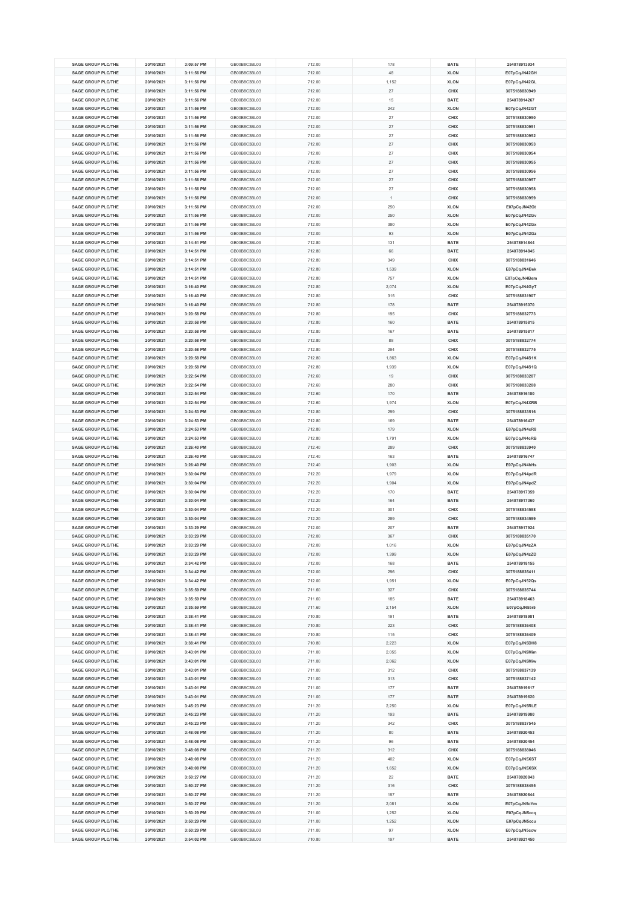| SAGE GROUP PLC/THE | 20/10/2021 | 3:09:57 PM | GB00B8C3BL03 | 712.00 | 178 | BATE | 254078913934 |
|---|---|---|---|---|---|---|---|
| SAGE GROUP PLC/THE | 20/10/2021 | 3:11:56 PM | GB00B8C3BL03 | 712.00 | 48 | XLON | E07pCqJN42GH |
| SAGE GROUP PLC/THE | 20/10/2021 | 3:11:56 PM | GB00B8C3BL03 | 712.00 | 1,152 | XLON | E07pCqJN42GL |
| SAGE GROUP PLC/THE | 20/10/2021 | 3:11:56 PM | GB00B8C3BL03 | 712.00 | 27 | CHIX | 3075188830949 |
| SAGE GROUP PLC/THE | 20/10/2021 | 3:11:56 PM | GB00B8C3BL03 | 712.00 | 15 | BATE | 254078914267 |
| SAGE GROUP PLC/THE | 20/10/2021 | 3:11:56 PM | GB00B8C3BL03 | 712.00 | 242 | XLON | E07pCqJN42GT |
| SAGE GROUP PLC/THE | 20/10/2021 | 3:11:56 PM | GB00B8C3BL03 | 712.00 | 27 | CHIX | 3075188830950 |
| SAGE GROUP PLC/THE | 20/10/2021 | 3:11:56 PM | GB00B8C3BL03 | 712.00 | 27 | CHIX | 3075188830951 |
| SAGE GROUP PLC/THE | 20/10/2021 | 3:11:56 PM | GB00B8C3BL03 | 712.00 | 27 | CHIX | 3075188830952 |
| SAGE GROUP PLC/THE | 20/10/2021 | 3:11:56 PM | GB00B8C3BL03 | 712.00 | 27 | CHIX | 3075188830953 |
| SAGE GROUP PLC/THE | 20/10/2021 | 3:11:56 PM | GB00B8C3BL03 | 712.00 | 27 | CHIX | 3075188830954 |
| SAGE GROUP PLC/THE | 20/10/2021 | 3:11:56 PM | GB00B8C3BL03 | 712.00 | 27 | CHIX | 3075188830955 |
| SAGE GROUP PLC/THE | 20/10/2021 | 3:11:56 PM | GB00B8C3BL03 | 712.00 | 27 | CHIX | 3075188830956 |
| SAGE GROUP PLC/THE | 20/10/2021 | 3:11:56 PM | GB00B8C3BL03 | 712.00 | 27 | CHIX | 3075188830957 |
| SAGE GROUP PLC/THE | 20/10/2021 | 3:11:56 PM | GB00B8C3BL03 | 712.00 | 27 | CHIX | 3075188830958 |
| SAGE GROUP PLC/THE | 20/10/2021 | 3:11:56 PM | GB00B8C3BL03 | 712.00 | 1 | CHIX | 3075188830959 |
| SAGE GROUP PLC/THE | 20/10/2021 | 3:11:56 PM | GB00B8C3BL03 | 712.00 | 250 | XLON | E07pCqJN42Gt |
| SAGE GROUP PLC/THE | 20/10/2021 | 3:11:56 PM | GB00B8C3BL03 | 712.00 | 250 | XLON | E07pCqJN42Gv |
| SAGE GROUP PLC/THE | 20/10/2021 | 3:11:56 PM | GB00B8C3BL03 | 712.00 | 380 | XLON | E07pCqJN42Gx |
| SAGE GROUP PLC/THE | 20/10/2021 | 3:11:56 PM | GB00B8C3BL03 | 712.00 | 93 | XLON | E07pCqJN42Gz |
| SAGE GROUP PLC/THE | 20/10/2021 | 3:14:51 PM | GB00B8C3BL03 | 712.80 | 131 | BATE | 254078914844 |
| SAGE GROUP PLC/THE | 20/10/2021 | 3:14:51 PM | GB00B8C3BL03 | 712.80 | 66 | BATE | 254078914845 |
| SAGE GROUP PLC/THE | 20/10/2021 | 3:14:51 PM | GB00B8C3BL03 | 712.80 | 349 | CHIX | 3075188831646 |
| SAGE GROUP PLC/THE | 20/10/2021 | 3:14:51 PM | GB00B8C3BL03 | 712.80 | 1,539 | XLON | E07pCqJN4Bek |
| SAGE GROUP PLC/THE | 20/10/2021 | 3:14:51 PM | GB00B8C3BL03 | 712.80 | 757 | XLON | E07pCqJN4Bem |
| SAGE GROUP PLC/THE | 20/10/2021 | 3:16:40 PM | GB00B8C3BL03 | 712.80 | 2,074 | XLON | E07pCqJN4GyT |
| SAGE GROUP PLC/THE | 20/10/2021 | 3:16:40 PM | GB00B8C3BL03 | 712.80 | 315 | CHIX | 3075188831907 |
| SAGE GROUP PLC/THE | 20/10/2021 | 3:16:40 PM | GB00B8C3BL03 | 712.80 | 178 | BATE | 254078915070 |
| SAGE GROUP PLC/THE | 20/10/2021 | 3:20:58 PM | GB00B8C3BL03 | 712.80 | 195 | CHIX | 3075188832773 |
| SAGE GROUP PLC/THE | 20/10/2021 | 3:20:58 PM | GB00B8C3BL03 | 712.80 | 160 | BATE | 254078915815 |
| SAGE GROUP PLC/THE | 20/10/2021 | 3:20:58 PM | GB00B8C3BL03 | 712.80 | 167 | BATE | 254078915817 |
| SAGE GROUP PLC/THE | 20/10/2021 | 3:20:58 PM | GB00B8C3BL03 | 712.80 | 88 | CHIX | 3075188832774 |
| SAGE GROUP PLC/THE | 20/10/2021 | 3:20:58 PM | GB00B8C3BL03 | 712.80 | 294 | CHIX | 3075188832775 |
| SAGE GROUP PLC/THE | 20/10/2021 | 3:20:58 PM | GB00B8C3BL03 | 712.80 | 1,863 | XLON | E07pCqJN4S1K |
| SAGE GROUP PLC/THE | 20/10/2021 | 3:20:58 PM | GB00B8C3BL03 | 712.80 | 1,939 | XLON | E07pCqJN4S1Q |
| SAGE GROUP PLC/THE | 20/10/2021 | 3:22:54 PM | GB00B8C3BL03 | 712.60 | 19 | CHIX | 3075188833207 |
| SAGE GROUP PLC/THE | 20/10/2021 | 3:22:54 PM | GB00B8C3BL03 | 712.60 | 280 | CHIX | 3075188833208 |
| SAGE GROUP PLC/THE | 20/10/2021 | 3:22:54 PM | GB00B8C3BL03 | 712.60 | 170 | BATE | 254078916180 |
| SAGE GROUP PLC/THE | 20/10/2021 | 3:22:54 PM | GB00B8C3BL03 | 712.60 | 1,974 | XLON | E07pCqJN4XRB |
| SAGE GROUP PLC/THE | 20/10/2021 | 3:24:53 PM | GB00B8C3BL03 | 712.80 | 299 | CHIX | 3075188833516 |
| SAGE GROUP PLC/THE | 20/10/2021 | 3:24:53 PM | GB00B8C3BL03 | 712.80 | 169 | BATE | 254078916437 |
| SAGE GROUP PLC/THE | 20/10/2021 | 3:24:53 PM | GB00B8C3BL03 | 712.80 | 179 | XLON | E07pCqJN4cR8 |
| SAGE GROUP PLC/THE | 20/10/2021 | 3:24:53 PM | GB00B8C3BL03 | 712.80 | 1,791 | XLON | E07pCqJN4cRB |
| SAGE GROUP PLC/THE | 20/10/2021 | 3:26:40 PM | GB00B8C3BL03 | 712.40 | 289 | CHIX | 3075188833940 |
| SAGE GROUP PLC/THE | 20/10/2021 | 3:26:40 PM | GB00B8C3BL03 | 712.40 | 163 | BATE | 254078916747 |
| SAGE GROUP PLC/THE | 20/10/2021 | 3:26:40 PM | GB00B8C3BL03 | 712.40 | 1,903 | XLON | E07pCqJN4hHs |
| SAGE GROUP PLC/THE | 20/10/2021 | 3:30:04 PM | GB00B8C3BL03 | 712.20 | 1,979 | XLON | E07pCqJN4pdR |
| SAGE GROUP PLC/THE | 20/10/2021 | 3:30:04 PM | GB00B8C3BL03 | 712.20 | 1,904 | XLON | E07pCqJN4pdZ |
| SAGE GROUP PLC/THE | 20/10/2021 | 3:30:04 PM | GB00B8C3BL03 | 712.20 | 170 | BATE | 254078917359 |
| SAGE GROUP PLC/THE | 20/10/2021 | 3:30:04 PM | GB00B8C3BL03 | 712.20 | 164 | BATE | 254078917360 |
| SAGE GROUP PLC/THE | 20/10/2021 | 3:30:04 PM | GB00B8C3BL03 | 712.20 | 301 | CHIX | 3075188834598 |
| SAGE GROUP PLC/THE | 20/10/2021 | 3:30:04 PM | GB00B8C3BL03 | 712.20 | 289 | CHIX | 3075188834599 |
| SAGE GROUP PLC/THE | 20/10/2021 | 3:33:29 PM | GB00B8C3BL03 | 712.00 | 207 | BATE | 254078917924 |
| SAGE GROUP PLC/THE | 20/10/2021 | 3:33:29 PM | GB00B8C3BL03 | 712.00 | 367 | CHIX | 3075188835170 |
| SAGE GROUP PLC/THE | 20/10/2021 | 3:33:29 PM | GB00B8C3BL03 | 712.00 | 1,016 | XLON | E07pCqJN4zZA |
| SAGE GROUP PLC/THE | 20/10/2021 | 3:33:29 PM | GB00B8C3BL03 | 712.00 | 1,399 | XLON | E07pCqJN4zZD |
| SAGE GROUP PLC/THE | 20/10/2021 | 3:34:42 PM | GB00B8C3BL03 | 712.00 | 168 | BATE | 254078918155 |
| SAGE GROUP PLC/THE | 20/10/2021 | 3:34:42 PM | GB00B8C3BL03 | 712.00 | 296 | CHIX | 3075188835411 |
| SAGE GROUP PLC/THE | 20/10/2021 | 3:34:42 PM | GB00B8C3BL03 | 712.00 | 1,951 | XLON | E07pCqJN52Qs |
| SAGE GROUP PLC/THE | 20/10/2021 | 3:35:59 PM | GB00B8C3BL03 | 711.60 | 327 | CHIX | 3075188835744 |
| SAGE GROUP PLC/THE | 20/10/2021 | 3:35:59 PM | GB00B8C3BL03 | 711.60 | 185 | BATE | 254078918463 |
| SAGE GROUP PLC/THE | 20/10/2021 | 3:35:59 PM | GB00B8C3BL03 | 711.60 | 2,154 | XLON | E07pCqJN55r5 |
| SAGE GROUP PLC/THE | 20/10/2021 | 3:38:41 PM | GB00B8C3BL03 | 710.80 | 191 | BATE | 254078918981 |
| SAGE GROUP PLC/THE | 20/10/2021 | 3:38:41 PM | GB00B8C3BL03 | 710.80 | 223 | CHIX | 3075188836408 |
| SAGE GROUP PLC/THE | 20/10/2021 | 3:38:41 PM | GB00B8C3BL03 | 710.80 | 115 | CHIX | 3075188836409 |
| SAGE GROUP PLC/THE | 20/10/2021 | 3:38:41 PM | GB00B8C3BL03 | 710.80 | 2,223 | XLON | E07pCqJN5DH8 |
| SAGE GROUP PLC/THE | 20/10/2021 | 3:43:01 PM | GB00B8C3BL03 | 711.00 | 2,055 | XLON | E07pCqJN5Mim |
| SAGE GROUP PLC/THE | 20/10/2021 | 3:43:01 PM | GB00B8C3BL03 | 711.00 | 2,062 | XLON | E07pCqJN5Miw |
| SAGE GROUP PLC/THE | 20/10/2021 | 3:43:01 PM | GB00B8C3BL03 | 711.00 | 312 | CHIX | 3075188837139 |
| SAGE GROUP PLC/THE | 20/10/2021 | 3:43:01 PM | GB00B8C3BL03 | 711.00 | 313 | CHIX | 3075188837142 |
| SAGE GROUP PLC/THE | 20/10/2021 | 3:43:01 PM | GB00B8C3BL03 | 711.00 | 177 | BATE | 254078919617 |
| SAGE GROUP PLC/THE | 20/10/2021 | 3:43:01 PM | GB00B8C3BL03 | 711.00 | 177 | BATE | 254078919620 |
| SAGE GROUP PLC/THE | 20/10/2021 | 3:45:23 PM | GB00B8C3BL03 | 711.20 | 2,250 | XLON | E07pCqJN5RLE |
| SAGE GROUP PLC/THE | 20/10/2021 | 3:45:23 PM | GB00B8C3BL03 | 711.20 | 193 | BATE | 254078919980 |
| SAGE GROUP PLC/THE | 20/10/2021 | 3:45:23 PM | GB00B8C3BL03 | 711.20 | 342 | CHIX | 3075188837545 |
| SAGE GROUP PLC/THE | 20/10/2021 | 3:48:08 PM | GB00B8C3BL03 | 711.20 | 80 | BATE | 254078920453 |
| SAGE GROUP PLC/THE | 20/10/2021 | 3:48:08 PM | GB00B8C3BL03 | 711.20 | 96 | BATE | 254078920454 |
| SAGE GROUP PLC/THE | 20/10/2021 | 3:48:08 PM | GB00B8C3BL03 | 711.20 | 312 | CHIX | 3075188838046 |
| SAGE GROUP PLC/THE | 20/10/2021 | 3:48:08 PM | GB00B8C3BL03 | 711.20 | 402 | XLON | E07pCqJN5XST |
| SAGE GROUP PLC/THE | 20/10/2021 | 3:48:08 PM | GB00B8C3BL03 | 711.20 | 1,652 | XLON | E07pCqJN5XSX |
| SAGE GROUP PLC/THE | 20/10/2021 | 3:50:27 PM | GB00B8C3BL03 | 711.20 | 22 | BATE | 254078920843 |
| SAGE GROUP PLC/THE | 20/10/2021 | 3:50:27 PM | GB00B8C3BL03 | 711.20 | 316 | CHIX | 3075188838455 |
| SAGE GROUP PLC/THE | 20/10/2021 | 3:50:27 PM | GB00B8C3BL03 | 711.20 | 157 | BATE | 254078920844 |
| SAGE GROUP PLC/THE | 20/10/2021 | 3:50:27 PM | GB00B8C3BL03 | 711.20 | 2,081 | XLON | E07pCqJN5cYm |
| SAGE GROUP PLC/THE | 20/10/2021 | 3:50:29 PM | GB00B8C3BL03 | 711.00 | 1,252 | XLON | E07pCqJN5ccq |
| SAGE GROUP PLC/THE | 20/10/2021 | 3:50:29 PM | GB00B8C3BL03 | 711.00 | 1,252 | XLON | E07pCqJN5ccu |
| SAGE GROUP PLC/THE | 20/10/2021 | 3:50:29 PM | GB00B8C3BL03 | 711.00 | 97 | XLON | E07pCqJN5ccw |
| SAGE GROUP PLC/THE | 20/10/2021 | 3:54:02 PM | GB00B8C3BL03 | 710.80 | 197 | BATE | 254078921450 |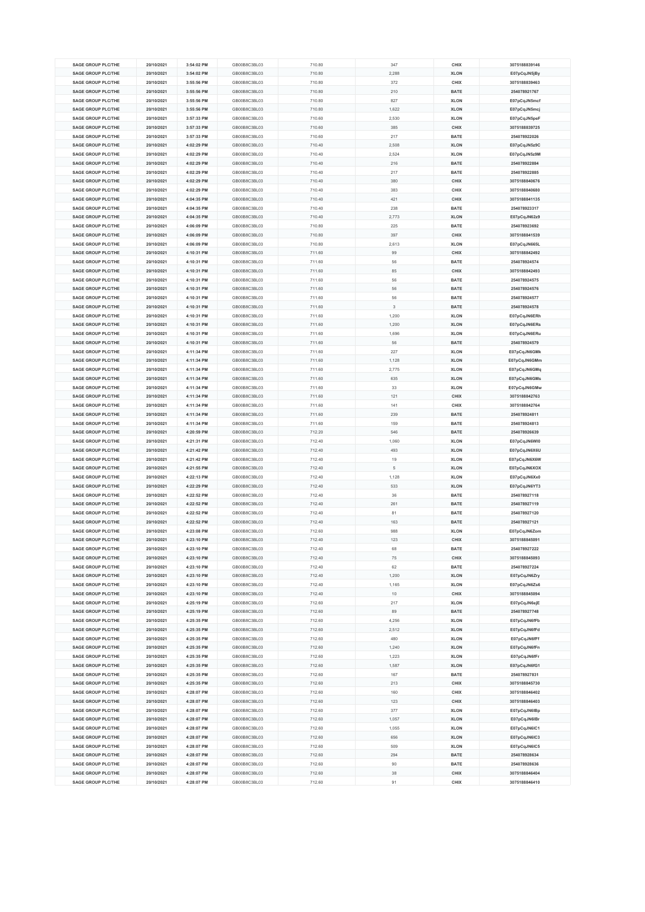| | | | | | | |
|---|---|---|---|---|---|---|
| SAGE GROUP PLC/THE | 20/10/2021 | 3:54:02 PM | GB00B8C3BL03 | 710.80 | 347 | CHIX | 3075188839146 |
| SAGE GROUP PLC/THE | 20/10/2021 | 3:54:02 PM | GB00B8C3BL03 | 710.80 | 2,288 | XLON | E07pCqJN5jBy |
| SAGE GROUP PLC/THE | 20/10/2021 | 3:55:56 PM | GB00B8C3BL03 | 710.80 | 372 | CHIX | 3075188839463 |
| SAGE GROUP PLC/THE | 20/10/2021 | 3:55:56 PM | GB00B8C3BL03 | 710.80 | 210 | BATE | 254078921767 |
| SAGE GROUP PLC/THE | 20/10/2021 | 3:55:56 PM | GB00B8C3BL03 | 710.80 | 827 | XLON | E07pCqJN5mcf |
| SAGE GROUP PLC/THE | 20/10/2021 | 3:55:56 PM | GB00B8C3BL03 | 710.80 | 1,622 | XLON | E07pCqJN5mcj |
| SAGE GROUP PLC/THE | 20/10/2021 | 3:57:33 PM | GB00B8C3BL03 | 710.60 | 2,530 | XLON | E07pCqJN5peF |
| SAGE GROUP PLC/THE | 20/10/2021 | 3:57:33 PM | GB00B8C3BL03 | 710.60 | 385 | CHIX | 3075188839725 |
| SAGE GROUP PLC/THE | 20/10/2021 | 3:57:33 PM | GB00B8C3BL03 | 710.60 | 217 | BATE | 254078922026 |
| SAGE GROUP PLC/THE | 20/10/2021 | 4:02:29 PM | GB00B8C3BL03 | 710.40 | 2,508 | XLON | E07pCqJN5z9C |
| SAGE GROUP PLC/THE | 20/10/2021 | 4:02:29 PM | GB00B8C3BL03 | 710.40 | 2,524 | XLON | E07pCqJN5z9M |
| SAGE GROUP PLC/THE | 20/10/2021 | 4:02:29 PM | GB00B8C3BL03 | 710.40 | 216 | BATE | 254078922884 |
| SAGE GROUP PLC/THE | 20/10/2021 | 4:02:29 PM | GB00B8C3BL03 | 710.40 | 217 | BATE | 254078922885 |
| SAGE GROUP PLC/THE | 20/10/2021 | 4:02:29 PM | GB00B8C3BL03 | 710.40 | 380 | CHIX | 3075188840676 |
| SAGE GROUP PLC/THE | 20/10/2021 | 4:02:29 PM | GB00B8C3BL03 | 710.40 | 383 | CHIX | 3075188840680 |
| SAGE GROUP PLC/THE | 20/10/2021 | 4:04:35 PM | GB00B8C3BL03 | 710.40 | 421 | CHIX | 3075188841135 |
| SAGE GROUP PLC/THE | 20/10/2021 | 4:04:35 PM | GB00B8C3BL03 | 710.40 | 238 | BATE | 254078923317 |
| SAGE GROUP PLC/THE | 20/10/2021 | 4:04:35 PM | GB00B8C3BL03 | 710.40 | 2,773 | XLON | E07pCqJN62z9 |
| SAGE GROUP PLC/THE | 20/10/2021 | 4:06:09 PM | GB00B8C3BL03 | 710.80 | 225 | BATE | 254078923692 |
| SAGE GROUP PLC/THE | 20/10/2021 | 4:06:09 PM | GB00B8C3BL03 | 710.80 | 397 | CHIX | 3075188841539 |
| SAGE GROUP PLC/THE | 20/10/2021 | 4:06:09 PM | GB00B8C3BL03 | 710.80 | 2,613 | XLON | E07pCqJN665L |
| SAGE GROUP PLC/THE | 20/10/2021 | 4:10:31 PM | GB00B8C3BL03 | 711.60 | 99 | CHIX | 3075188842492 |
| SAGE GROUP PLC/THE | 20/10/2021 | 4:10:31 PM | GB00B8C3BL03 | 711.60 | 56 | BATE | 254078924574 |
| SAGE GROUP PLC/THE | 20/10/2021 | 4:10:31 PM | GB00B8C3BL03 | 711.60 | 85 | CHIX | 3075188842493 |
| SAGE GROUP PLC/THE | 20/10/2021 | 4:10:31 PM | GB00B8C3BL03 | 711.60 | 56 | BATE | 254078924575 |
| SAGE GROUP PLC/THE | 20/10/2021 | 4:10:31 PM | GB00B8C3BL03 | 711.60 | 56 | BATE | 254078924576 |
| SAGE GROUP PLC/THE | 20/10/2021 | 4:10:31 PM | GB00B8C3BL03 | 711.60 | 56 | BATE | 254078924577 |
| SAGE GROUP PLC/THE | 20/10/2021 | 4:10:31 PM | GB00B8C3BL03 | 711.60 | 3 | BATE | 254078924578 |
| SAGE GROUP PLC/THE | 20/10/2021 | 4:10:31 PM | GB00B8C3BL03 | 711.60 | 1,200 | XLON | E07pCqJN6ERh |
| SAGE GROUP PLC/THE | 20/10/2021 | 4:10:31 PM | GB00B8C3BL03 | 711.60 | 1,200 | XLON | E07pCqJN6ERs |
| SAGE GROUP PLC/THE | 20/10/2021 | 4:10:31 PM | GB00B8C3BL03 | 711.60 | 1,696 | XLON | E07pCqJN6ERu |
| SAGE GROUP PLC/THE | 20/10/2021 | 4:10:31 PM | GB00B8C3BL03 | 711.60 | 56 | BATE | 254078924579 |
| SAGE GROUP PLC/THE | 20/10/2021 | 4:11:34 PM | GB00B8C3BL03 | 711.60 | 227 | XLON | E07pCqJN6GMk |
| SAGE GROUP PLC/THE | 20/10/2021 | 4:11:34 PM | GB00B8C3BL03 | 711.60 | 1,128 | XLON | E07pCqJN6GMm |
| SAGE GROUP PLC/THE | 20/10/2021 | 4:11:34 PM | GB00B8C3BL03 | 711.60 | 2,775 | XLON | E07pCqJN6GMq |
| SAGE GROUP PLC/THE | 20/10/2021 | 4:11:34 PM | GB00B8C3BL03 | 711.60 | 635 | XLON | E07pCqJN6GMs |
| SAGE GROUP PLC/THE | 20/10/2021 | 4:11:34 PM | GB00B8C3BL03 | 711.60 | 33 | XLON | E07pCqJN6GMw |
| SAGE GROUP PLC/THE | 20/10/2021 | 4:11:34 PM | GB00B8C3BL03 | 711.60 | 121 | CHIX | 3075188842763 |
| SAGE GROUP PLC/THE | 20/10/2021 | 4:11:34 PM | GB00B8C3BL03 | 711.60 | 141 | CHIX | 3075188842764 |
| SAGE GROUP PLC/THE | 20/10/2021 | 4:11:34 PM | GB00B8C3BL03 | 711.60 | 239 | BATE | 254078924811 |
| SAGE GROUP PLC/THE | 20/10/2021 | 4:11:34 PM | GB00B8C3BL03 | 711.60 | 159 | BATE | 254078924813 |
| SAGE GROUP PLC/THE | 20/10/2021 | 4:20:59 PM | GB00B8C3BL03 | 712.20 | 546 | BATE | 254078926639 |
| SAGE GROUP PLC/THE | 20/10/2021 | 4:21:31 PM | GB00B8C3BL03 | 712.40 | 1,060 | XLON | E07pCqJN6WI0 |
| SAGE GROUP PLC/THE | 20/10/2021 | 4:21:42 PM | GB00B8C3BL03 | 712.40 | 493 | XLON | E07pCqJN6X6U |
| SAGE GROUP PLC/THE | 20/10/2021 | 4:21:42 PM | GB00B8C3BL03 | 712.40 | 19 | XLON | E07pCqJN6X6W |
| SAGE GROUP PLC/THE | 20/10/2021 | 4:21:55 PM | GB00B8C3BL03 | 712.40 | 5 | XLON | E07pCqJN6XOX |
| SAGE GROUP PLC/THE | 20/10/2021 | 4:22:13 PM | GB00B8C3BL03 | 712.40 | 1,128 | XLON | E07pCqJN6Xx0 |
| SAGE GROUP PLC/THE | 20/10/2021 | 4:22:29 PM | GB00B8C3BL03 | 712.40 | 533 | XLON | E07pCqJN6YT3 |
| SAGE GROUP PLC/THE | 20/10/2021 | 4:22:52 PM | GB00B8C3BL03 | 712.40 | 36 | BATE | 254078927118 |
| SAGE GROUP PLC/THE | 20/10/2021 | 4:22:52 PM | GB00B8C3BL03 | 712.40 | 261 | BATE | 254078927119 |
| SAGE GROUP PLC/THE | 20/10/2021 | 4:22:52 PM | GB00B8C3BL03 | 712.40 | 81 | BATE | 254078927120 |
| SAGE GROUP PLC/THE | 20/10/2021 | 4:22:52 PM | GB00B8C3BL03 | 712.40 | 163 | BATE | 254078927121 |
| SAGE GROUP PLC/THE | 20/10/2021 | 4:23:08 PM | GB00B8C3BL03 | 712.60 | 988 | XLON | E07pCqJN6Zom |
| SAGE GROUP PLC/THE | 20/10/2021 | 4:23:10 PM | GB00B8C3BL03 | 712.40 | 123 | CHIX | 3075188845091 |
| SAGE GROUP PLC/THE | 20/10/2021 | 4:23:10 PM | GB00B8C3BL03 | 712.40 | 68 | BATE | 254078927222 |
| SAGE GROUP PLC/THE | 20/10/2021 | 4:23:10 PM | GB00B8C3BL03 | 712.40 | 75 | CHIX | 3075188845093 |
| SAGE GROUP PLC/THE | 20/10/2021 | 4:23:10 PM | GB00B8C3BL03 | 712.40 | 62 | BATE | 254078927224 |
| SAGE GROUP PLC/THE | 20/10/2021 | 4:23:10 PM | GB00B8C3BL03 | 712.40 | 1,200 | XLON | E07pCqJN6Zry |
| SAGE GROUP PLC/THE | 20/10/2021 | 4:23:10 PM | GB00B8C3BL03 | 712.40 | 1,165 | XLON | E07pCqJN6Zs6 |
| SAGE GROUP PLC/THE | 20/10/2021 | 4:23:10 PM | GB00B8C3BL03 | 712.40 | 10 | CHIX | 3075188845094 |
| SAGE GROUP PLC/THE | 20/10/2021 | 4:25:19 PM | GB00B8C3BL03 | 712.60 | 217 | XLON | E07pCqJN6ejE |
| SAGE GROUP PLC/THE | 20/10/2021 | 4:25:19 PM | GB00B8C3BL03 | 712.60 | 89 | BATE | 254078927748 |
| SAGE GROUP PLC/THE | 20/10/2021 | 4:25:35 PM | GB00B8C3BL03 | 712.60 | 4,256 | XLON | E07pCqJN6fFb |
| SAGE GROUP PLC/THE | 20/10/2021 | 4:25:35 PM | GB00B8C3BL03 | 712.60 | 2,512 | XLON | E07pCqJN6fFd |
| SAGE GROUP PLC/THE | 20/10/2021 | 4:25:35 PM | GB00B8C3BL03 | 712.60 | 480 | XLON | E07pCqJN6fFf |
| SAGE GROUP PLC/THE | 20/10/2021 | 4:25:35 PM | GB00B8C3BL03 | 712.60 | 1,240 | XLON | E07pCqJN6fFn |
| SAGE GROUP PLC/THE | 20/10/2021 | 4:25:35 PM | GB00B8C3BL03 | 712.60 | 1,223 | XLON | E07pCqJN6fFr |
| SAGE GROUP PLC/THE | 20/10/2021 | 4:25:35 PM | GB00B8C3BL03 | 712.60 | 1,587 | XLON | E07pCqJN6fG1 |
| SAGE GROUP PLC/THE | 20/10/2021 | 4:25:35 PM | GB00B8C3BL03 | 712.60 | 167 | BATE | 254078927831 |
| SAGE GROUP PLC/THE | 20/10/2021 | 4:25:35 PM | GB00B8C3BL03 | 712.60 | 213 | CHIX | 3075188845730 |
| SAGE GROUP PLC/THE | 20/10/2021 | 4:28:07 PM | GB00B8C3BL03 | 712.60 | 160 | CHIX | 3075188846402 |
| SAGE GROUP PLC/THE | 20/10/2021 | 4:28:07 PM | GB00B8C3BL03 | 712.60 | 123 | CHIX | 3075188846403 |
| SAGE GROUP PLC/THE | 20/10/2021 | 4:28:07 PM | GB00B8C3BL03 | 712.60 | 377 | XLON | E07pCqJN6lBp |
| SAGE GROUP PLC/THE | 20/10/2021 | 4:28:07 PM | GB00B8C3BL03 | 712.60 | 1,057 | XLON | E07pCqJN6lBr |
| SAGE GROUP PLC/THE | 20/10/2021 | 4:28:07 PM | GB00B8C3BL03 | 712.60 | 1,055 | XLON | E07pCqJN6lC1 |
| SAGE GROUP PLC/THE | 20/10/2021 | 4:28:07 PM | GB00B8C3BL03 | 712.60 | 656 | XLON | E07pCqJN6lC3 |
| SAGE GROUP PLC/THE | 20/10/2021 | 4:28:07 PM | GB00B8C3BL03 | 712.60 | 509 | XLON | E07pCqJN6lC5 |
| SAGE GROUP PLC/THE | 20/10/2021 | 4:28:07 PM | GB00B8C3BL03 | 712.60 | 294 | BATE | 254078928634 |
| SAGE GROUP PLC/THE | 20/10/2021 | 4:28:07 PM | GB00B8C3BL03 | 712.60 | 90 | BATE | 254078928636 |
| SAGE GROUP PLC/THE | 20/10/2021 | 4:28:07 PM | GB00B8C3BL03 | 712.60 | 38 | CHIX | 3075188846404 |
| SAGE GROUP PLC/THE | 20/10/2021 | 4:28:07 PM | GB00B8C3BL03 | 712.60 | 91 | CHIX | 3075188846410 |